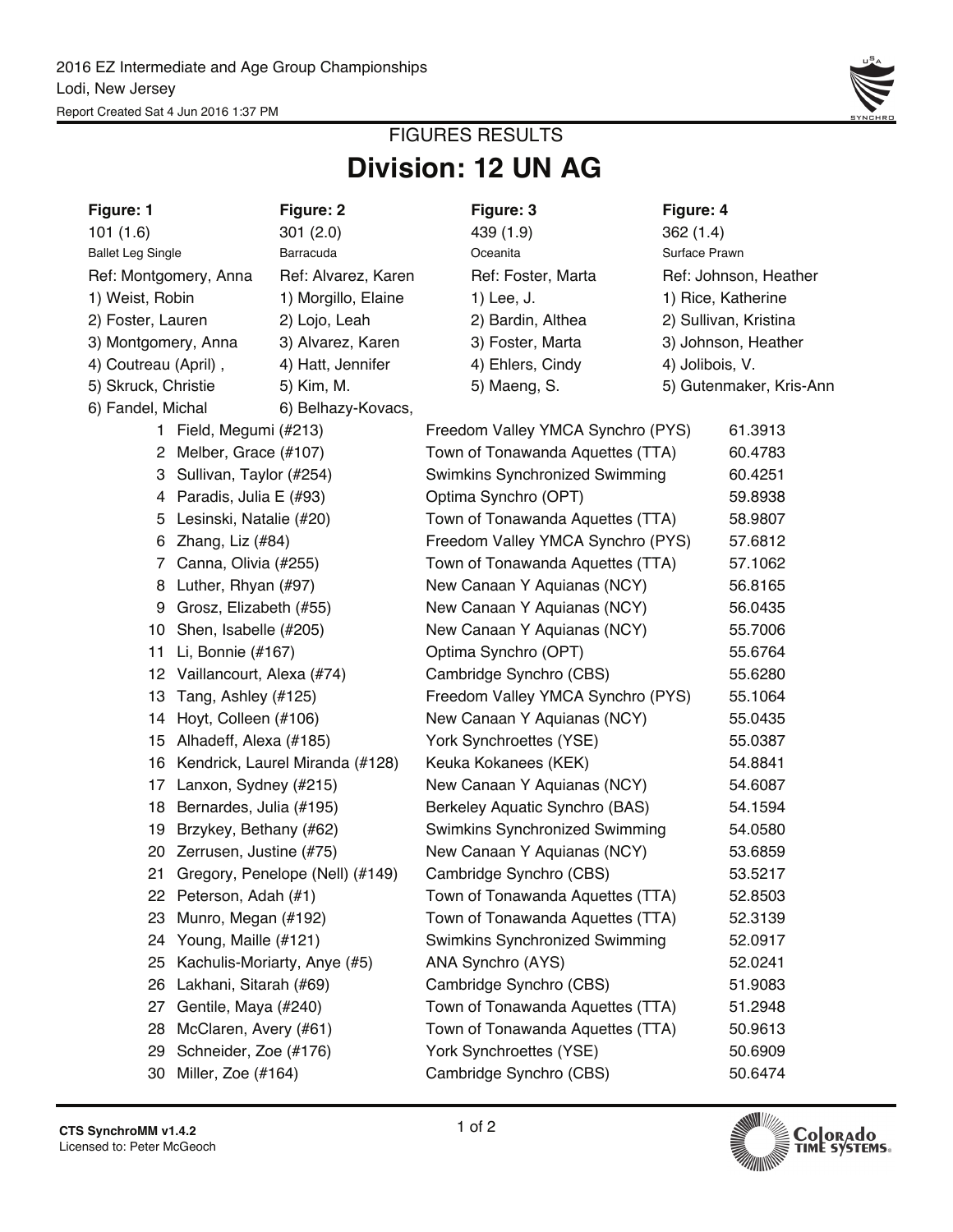2016 EZ Intermediate and Age Group Championships
Lodi, New Jersey
Report Created Sat 4 Jun 2016 1:37 PM

## FIGURES RESULTS

# Division: 12 UN AG

| Figure: 1 | Figure: 2 | Figure: 3 | Figure: 4 |
|---|---|---|---|
| 101 (1.6) | 301 (2.0) | 439 (1.9) | 362 (1.4) |
| Ballet Leg Single | Barracuda | Oceanita | Surface Prawn |
| Ref: Montgomery, Anna | Ref: Alvarez, Karen | Ref: Foster, Marta | Ref: Johnson, Heather |
| 1) Weist, Robin | 1) Morgillo, Elaine | 1) Lee, J. | 1) Rice, Katherine |
| 2) Foster, Lauren | 2) Lojo, Leah | 2) Bardin, Althea | 2) Sullivan, Kristina |
| 3) Montgomery, Anna | 3) Alvarez, Karen | 3) Foster, Marta | 3) Johnson, Heather |
| 4) Coutreau (April) , | 4) Hatt, Jennifer | 4) Ehlers, Cindy | 4) Jolibois, V. |
| 5) Skruck, Christie | 5) Kim, M. | 5) Maeng, S. | 5) Gutenmaker, Kris-Ann |
| 6) Fandel, Michal | 6) Belhazy-Kovacs, | | |

| Place | Name | Club | Score |
|---|---|---|---|
| 1 | Field, Megumi (#213) | Freedom Valley YMCA Synchro (PYS) | 61.3913 |
| 2 | Melber, Grace (#107) | Town of Tonawanda Aquettes (TTA) | 60.4783 |
| 3 | Sullivan, Taylor (#254) | Swimkins Synchronized Swimming | 60.4251 |
| 4 | Paradis, Julia E (#93) | Optima Synchro (OPT) | 59.8938 |
| 5 | Lesinski, Natalie (#20) | Town of Tonawanda Aquettes (TTA) | 58.9807 |
| 6 | Zhang, Liz (#84) | Freedom Valley YMCA Synchro (PYS) | 57.6812 |
| 7 | Canna, Olivia (#255) | Town of Tonawanda Aquettes (TTA) | 57.1062 |
| 8 | Luther, Rhyan (#97) | New Canaan Y Aquianas (NCY) | 56.8165 |
| 9 | Grosz, Elizabeth (#55) | New Canaan Y Aquianas (NCY) | 56.0435 |
| 10 | Shen, Isabelle (#205) | New Canaan Y Aquianas (NCY) | 55.7006 |
| 11 | Li, Bonnie (#167) | Optima Synchro (OPT) | 55.6764 |
| 12 | Vaillancourt, Alexa (#74) | Cambridge Synchro (CBS) | 55.6280 |
| 13 | Tang, Ashley (#125) | Freedom Valley YMCA Synchro (PYS) | 55.1064 |
| 14 | Hoyt, Colleen (#106) | New Canaan Y Aquianas (NCY) | 55.0435 |
| 15 | Alhadeff, Alexa (#185) | York Synchroettes (YSE) | 55.0387 |
| 16 | Kendrick, Laurel Miranda (#128) | Keuka Kokanees (KEK) | 54.8841 |
| 17 | Lanxon, Sydney (#215) | New Canaan Y Aquianas (NCY) | 54.6087 |
| 18 | Bernardes, Julia (#195) | Berkeley Aquatic Synchro (BAS) | 54.1594 |
| 19 | Brzykey, Bethany (#62) | Swimkins Synchronized Swimming | 54.0580 |
| 20 | Zerrusen, Justine (#75) | New Canaan Y Aquianas (NCY) | 53.6859 |
| 21 | Gregory, Penelope (Nell) (#149) | Cambridge Synchro (CBS) | 53.5217 |
| 22 | Peterson, Adah (#1) | Town of Tonawanda Aquettes (TTA) | 52.8503 |
| 23 | Munro, Megan (#192) | Town of Tonawanda Aquettes (TTA) | 52.3139 |
| 24 | Young, Maille (#121) | Swimkins Synchronized Swimming | 52.0917 |
| 25 | Kachulis-Moriarty, Anye (#5) | ANA Synchro (AYS) | 52.0241 |
| 26 | Lakhani, Sitarah (#69) | Cambridge Synchro (CBS) | 51.9083 |
| 27 | Gentile, Maya (#240) | Town of Tonawanda Aquettes (TTA) | 51.2948 |
| 28 | McClaren, Avery (#61) | Town of Tonawanda Aquettes (TTA) | 50.9613 |
| 29 | Schneider, Zoe (#176) | York Synchroettes (YSE) | 50.6909 |
| 30 | Miller, Zoe (#164) | Cambridge Synchro (CBS) | 50.6474 |

CTS SynchroMM v1.4.2
Licensed to: Peter McGeoch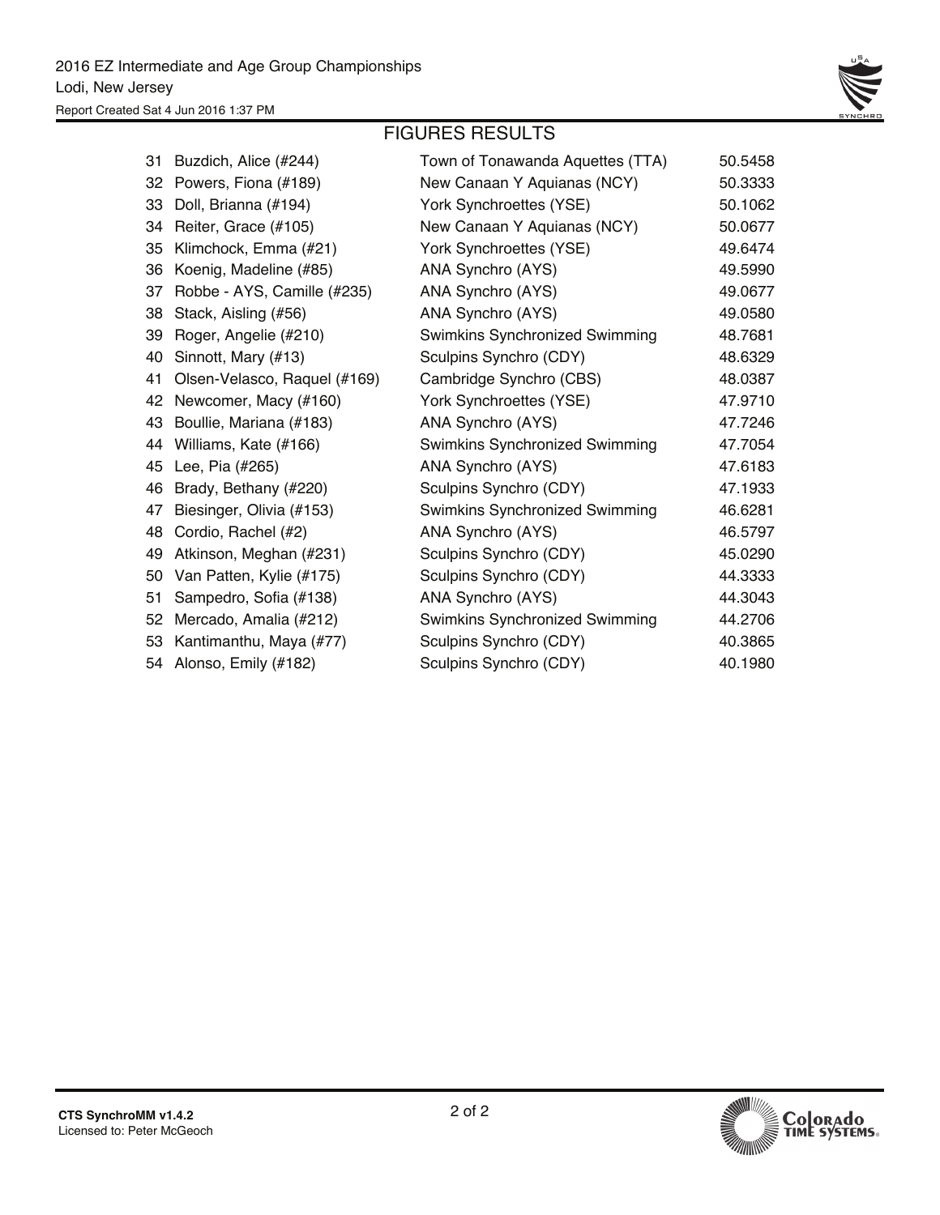## FIGURES RESULTS

| | | | |
|---|---|---|---|
| 31 | Buzdich, Alice (#244) | Town of Tonawanda Aquettes (TTA) | 50.5458 |
| 32 | Powers, Fiona (#189) | New Canaan Y Aquianas (NCY) | 50.3333 |
| 33 | Doll, Brianna (#194) | York Synchroettes (YSE) | 50.1062 |
| 34 | Reiter, Grace (#105) | New Canaan Y Aquianas (NCY) | 50.0677 |
| 35 | Klimchock, Emma (#21) | York Synchroettes (YSE) | 49.6474 |
| 36 | Koenig, Madeline (#85) | ANA Synchro (AYS) | 49.5990 |
| 37 | Robbe - AYS, Camille (#235) | ANA Synchro (AYS) | 49.0677 |
| 38 | Stack, Aisling (#56) | ANA Synchro (AYS) | 49.0580 |
| 39 | Roger, Angelie (#210) | Swimkins Synchronized Swimming | 48.7681 |
| 40 | Sinnott, Mary (#13) | Sculpins Synchro (CDY) | 48.6329 |
| 41 | Olsen-Velasco, Raquel (#169) | Cambridge Synchro (CBS) | 48.0387 |
| 42 | Newcomer, Macy (#160) | York Synchroettes (YSE) | 47.9710 |
| 43 | Boullie, Mariana (#183) | ANA Synchro (AYS) | 47.7246 |
| 44 | Williams, Kate (#166) | Swimkins Synchronized Swimming | 47.7054 |
| 45 | Lee, Pia (#265) | ANA Synchro (AYS) | 47.6183 |
| 46 | Brady, Bethany (#220) | Sculpins Synchro (CDY) | 47.1933 |
| 47 | Biesinger, Olivia (#153) | Swimkins Synchronized Swimming | 46.6281 |
| 48 | Cordio, Rachel (#2) | ANA Synchro (AYS) | 46.5797 |
| 49 | Atkinson, Meghan (#231) | Sculpins Synchro (CDY) | 45.0290 |
| 50 | Van Patten, Kylie (#175) | Sculpins Synchro (CDY) | 44.3333 |
| 51 | Sampedro, Sofia (#138) | ANA Synchro (AYS) | 44.3043 |
| 52 | Mercado, Amalia (#212) | Swimkins Synchronized Swimming | 44.2706 |
| 53 | Kantimanthu, Maya (#77) | Sculpins Synchro (CDY) | 40.3865 |
| 54 | Alonso, Emily (#182) | Sculpins Synchro (CDY) | 40.1980 |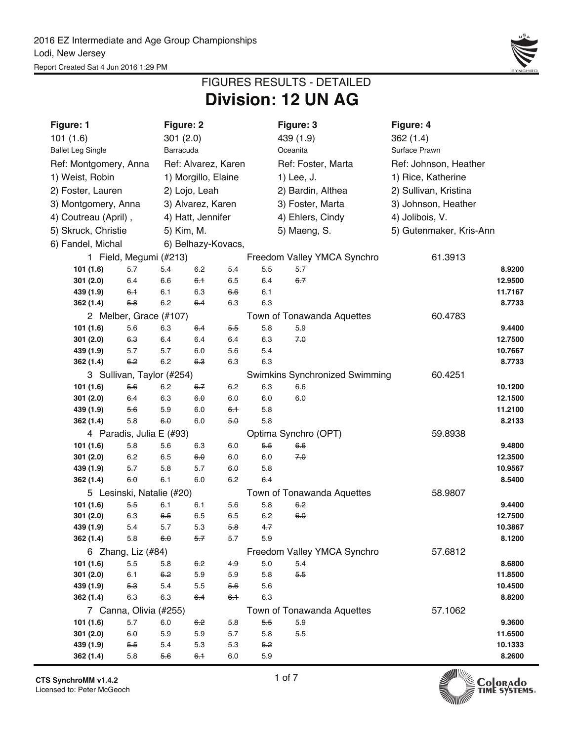2016 EZ Intermediate and Age Group Championships
Lodi, New Jersey
Report Created Sat 4 Jun 2016 1:29 PM

## FIGURES RESULTS - DETAILED

# Division: 12 UN AG

| Figure: 1 | Figure: 2 | Figure: 3 | Figure: 4 |
|---|---|---|---|
| 101 (1.6) | 301 (2.0) | 439 (1.9) | 362 (1.4) |
| Ballet Leg Single | Barracuda | Oceanita | Surface Prawn |
| Ref: Montgomery, Anna | Ref: Alvarez, Karen | Ref: Foster, Marta | Ref: Johnson, Heather |
| 1) Weist, Robin | 1) Morgillo, Elaine | 1) Lee, J. | 1) Rice, Katherine |
| 2) Foster, Lauren | 2) Lojo, Leah | 2) Bardin, Althea | 2) Sullivan, Kristina |
| 3) Montgomery, Anna | 3) Alvarez, Karen | 3) Foster, Marta | 3) Johnson, Heather |
| 4) Coutreau (April) , | 4) Hatt, Jennifer | 4) Ehlers, Cindy | 4) Jolibois, V. |
| 5) Skruck, Christie | 5) Kim, M. | 5) Maeng, S. | 5) Gutenmaker, Kris-Ann |
| 6) Fandel, Michal | 6) Belhazy-Kovacs, | | |

| Figure | J1 | J2 | J3 | J4 | J5 | J6 | Score |
|---|---|---|---|---|---|---|---|
| **1 Field, Megumi (#213)** | | | Freedom Valley YMCA Synchro | | | | 61.3913 |
| **101 (1.6)** | 5.7 | ~~5.4~~ | ~~6.2~~ | 5.4 | 5.5 | 5.7 | **8.9200** |
| **301 (2.0)** | 6.4 | 6.6 | ~~6.1~~ | 6.5 | 6.4 | ~~6.7~~ | **12.9500** |
| **439 (1.9)** | ~~6.1~~ | 6.1 | 6.3 | ~~6.6~~ | 6.1 | | **11.7167** |
| **362 (1.4)** | ~~5.8~~ | 6.2 | ~~6.4~~ | 6.3 | 6.3 | | **8.7733** |
| **2 Melber, Grace (#107)** | | | Town of Tonawanda Aquettes | | | | 60.4783 |
| **101 (1.6)** | 5.6 | 6.3 | ~~6.4~~ | ~~5.5~~ | 5.8 | 5.9 | **9.4400** |
| **301 (2.0)** | ~~6.3~~ | 6.4 | 6.4 | 6.4 | 6.3 | ~~7.0~~ | **12.7500** |
| **439 (1.9)** | 5.7 | 5.7 | ~~6.0~~ | 5.6 | ~~5.4~~ | | **10.7667** |
| **362 (1.4)** | ~~6.2~~ | 6.2 | ~~6.3~~ | 6.3 | 6.3 | | **8.7733** |
| **3 Sullivan, Taylor (#254)** | | | Swimkins Synchronized Swimming | | | | 60.4251 |
| **101 (1.6)** | ~~5.6~~ | 6.2 | ~~6.7~~ | 6.2 | 6.3 | 6.6 | **10.1200** |
| **301 (2.0)** | ~~6.4~~ | 6.3 | ~~6.0~~ | 6.0 | 6.0 | 6.0 | **12.1500** |
| **439 (1.9)** | ~~5.6~~ | 5.9 | 6.0 | ~~6.1~~ | 5.8 | | **11.2100** |
| **362 (1.4)** | 5.8 | ~~6.0~~ | 6.0 | ~~5.0~~ | 5.8 | | **8.2133** |
| **4 Paradis, Julia E (#93)** | | | Optima Synchro (OPT) | | | | 59.8938 |
| **101 (1.6)** | 5.8 | 5.6 | 6.3 | 6.0 | ~~5.5~~ | ~~6.6~~ | **9.4800** |
| **301 (2.0)** | 6.2 | 6.5 | ~~6.0~~ | 6.0 | 6.0 | ~~7.0~~ | **12.3500** |
| **439 (1.9)** | ~~5.7~~ | 5.8 | 5.7 | ~~6.0~~ | 5.8 | | **10.9567** |
| **362 (1.4)** | ~~6.0~~ | 6.1 | 6.0 | 6.2 | ~~6.4~~ | | **8.5400** |
| **5 Lesinski, Natalie (#20)** | | | Town of Tonawanda Aquettes | | | | 58.9807 |
| **101 (1.6)** | ~~5.5~~ | 6.1 | 6.1 | 5.6 | 5.8 | ~~6.2~~ | **9.4400** |
| **301 (2.0)** | 6.3 | ~~6.5~~ | 6.5 | 6.5 | 6.2 | ~~6.0~~ | **12.7500** |
| **439 (1.9)** | 5.4 | 5.7 | 5.3 | ~~5.8~~ | ~~4.7~~ | | **10.3867** |
| **362 (1.4)** | 5.8 | ~~6.0~~ | ~~5.7~~ | 5.7 | 5.9 | | **8.1200** |
| **6 Zhang, Liz (#84)** | | | Freedom Valley YMCA Synchro | | | | 57.6812 |
| **101 (1.6)** | 5.5 | 5.8 | ~~6.2~~ | ~~4.9~~ | 5.0 | 5.4 | **8.6800** |
| **301 (2.0)** | 6.1 | ~~6.2~~ | 5.9 | 5.9 | 5.8 | ~~5.5~~ | **11.8500** |
| **439 (1.9)** | ~~5.3~~ | 5.4 | 5.5 | ~~5.6~~ | 5.6 | | **10.4500** |
| **362 (1.4)** | 6.3 | 6.3 | ~~6.4~~ | ~~6.1~~ | 6.3 | | **8.8200** |
| **7 Canna, Olivia (#255)** | | | Town of Tonawanda Aquettes | | | | 57.1062 |
| **101 (1.6)** | 5.7 | 6.0 | ~~6.2~~ | 5.8 | ~~5.5~~ | 5.9 | **9.3600** |
| **301 (2.0)** | ~~6.0~~ | 5.9 | 5.9 | 5.7 | 5.8 | ~~5.5~~ | **11.6500** |
| **439 (1.9)** | ~~5.5~~ | 5.4 | 5.3 | 5.3 | ~~5.2~~ | | **10.1333** |
| **362 (1.4)** | 5.8 | ~~5.6~~ | ~~6.1~~ | 6.0 | 5.9 | | **8.2600** |

CTS SynchroMM v1.4.2
Licensed to: Peter McGeoch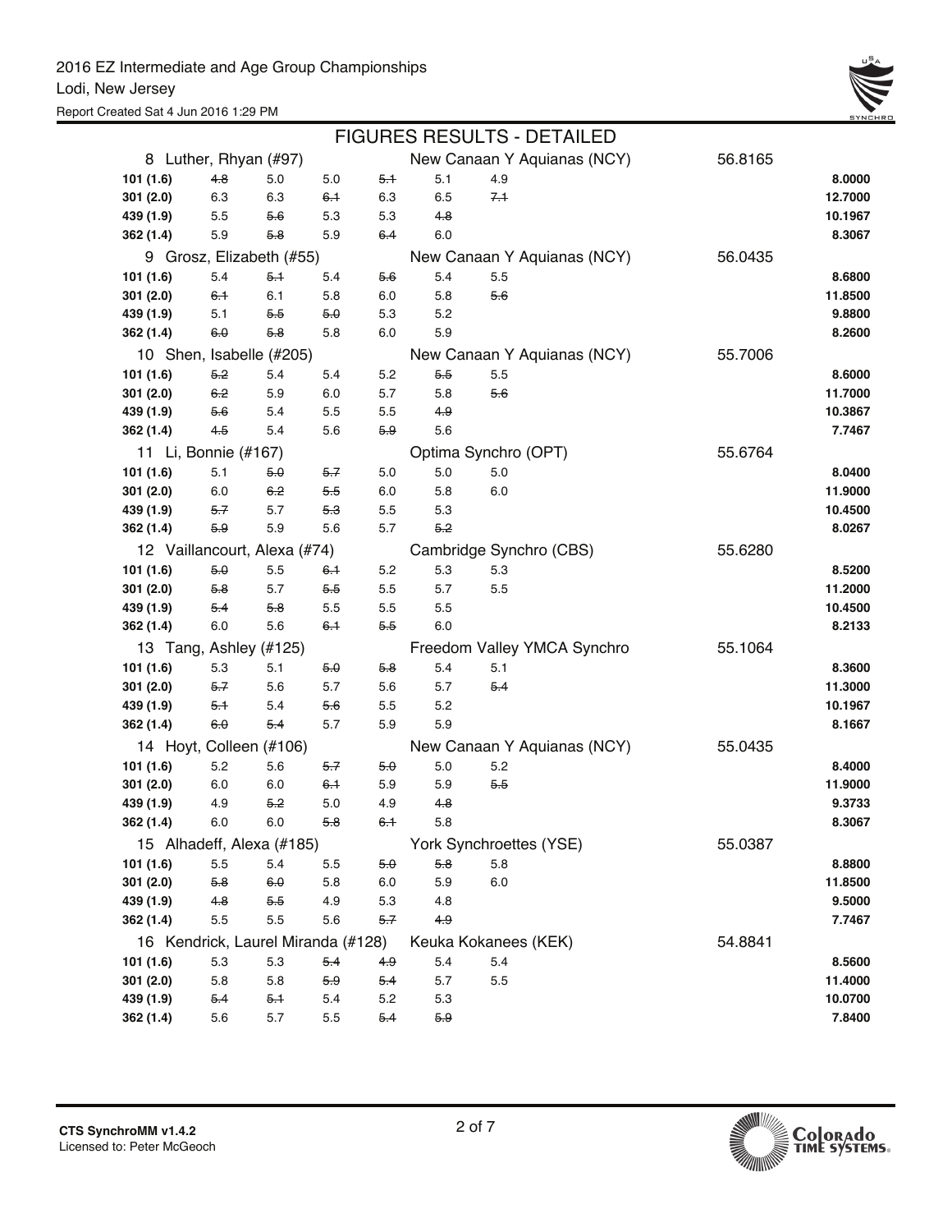2016 EZ Intermediate and Age Group Championships

Lodi, New Jersey

Report Created Sat 4 Jun 2016 1:29 PM

## FIGURES RESULTS - DETAILED

| Place / Figure | J1 | J2 | J3 | J4 | J5 | J6 | Club | Total |
|---|---|---|---|---|---|---|---|---|
| **8 Luther, Rhyan (#97)** | | | | | | | New Canaan Y Aquianas (NCY) | 56.8165 |
| **101 (1.6)** | ~~4.8~~ | 5.0 | 5.0 | ~~5.1~~ | 5.1 | 4.9 | | **8.0000** |
| **301 (2.0)** | 6.3 | 6.3 | ~~6.1~~ | 6.3 | 6.5 | ~~7.1~~ | | **12.7000** |
| **439 (1.9)** | 5.5 | ~~5.6~~ | 5.3 | 5.3 | ~~4.8~~ | | | **10.1967** |
| **362 (1.4)** | 5.9 | ~~5.8~~ | 5.9 | ~~6.4~~ | 6.0 | | | **8.3067** |
| **9 Grosz, Elizabeth (#55)** | | | | | | | New Canaan Y Aquianas (NCY) | 56.0435 |
| **101 (1.6)** | 5.4 | ~~5.1~~ | 5.4 | ~~5.6~~ | 5.4 | 5.5 | | **8.6800** |
| **301 (2.0)** | ~~6.1~~ | 6.1 | 5.8 | 6.0 | 5.8 | ~~5.6~~ | | **11.8500** |
| **439 (1.9)** | 5.1 | ~~5.5~~ | ~~5.0~~ | 5.3 | 5.2 | | | **9.8800** |
| **362 (1.4)** | ~~6.0~~ | ~~5.8~~ | 5.8 | 6.0 | 5.9 | | | **8.2600** |
| **10 Shen, Isabelle (#205)** | | | | | | | New Canaan Y Aquianas (NCY) | 55.7006 |
| **101 (1.6)** | ~~5.2~~ | 5.4 | 5.4 | 5.2 | ~~5.5~~ | 5.5 | | **8.6000** |
| **301 (2.0)** | ~~6.2~~ | 5.9 | 6.0 | 5.7 | 5.8 | ~~5.6~~ | | **11.7000** |
| **439 (1.9)** | ~~5.6~~ | 5.4 | 5.5 | 5.5 | ~~4.9~~ | | | **10.3867** |
| **362 (1.4)** | ~~4.5~~ | 5.4 | 5.6 | ~~5.9~~ | 5.6 | | | **7.7467** |
| **11 Li, Bonnie (#167)** | | | | | | | Optima Synchro (OPT) | 55.6764 |
| **101 (1.6)** | 5.1 | ~~5.0~~ | ~~5.7~~ | 5.0 | 5.0 | 5.0 | | **8.0400** |
| **301 (2.0)** | 6.0 | ~~6.2~~ | ~~5.5~~ | 6.0 | 5.8 | 6.0 | | **11.9000** |
| **439 (1.9)** | ~~5.7~~ | 5.7 | ~~5.3~~ | 5.5 | 5.3 | | | **10.4500** |
| **362 (1.4)** | ~~5.9~~ | 5.9 | 5.6 | 5.7 | ~~5.2~~ | | | **8.0267** |
| **12 Vaillancourt, Alexa (#74)** | | | | | | | Cambridge Synchro (CBS) | 55.6280 |
| **101 (1.6)** | ~~5.0~~ | 5.5 | ~~6.1~~ | 5.2 | 5.3 | 5.3 | | **8.5200** |
| **301 (2.0)** | ~~5.8~~ | 5.7 | ~~5.5~~ | 5.5 | 5.7 | 5.5 | | **11.2000** |
| **439 (1.9)** | ~~5.4~~ | ~~5.8~~ | 5.5 | 5.5 | 5.5 | | | **10.4500** |
| **362 (1.4)** | 6.0 | 5.6 | ~~6.1~~ | ~~5.5~~ | 6.0 | | | **8.2133** |
| **13 Tang, Ashley (#125)** | | | | | | | Freedom Valley YMCA Synchro | 55.1064 |
| **101 (1.6)** | 5.3 | 5.1 | ~~5.0~~ | ~~5.8~~ | 5.4 | 5.1 | | **8.3600** |
| **301 (2.0)** | ~~5.7~~ | 5.6 | 5.7 | 5.6 | 5.7 | ~~5.4~~ | | **11.3000** |
| **439 (1.9)** | ~~5.1~~ | 5.4 | ~~5.6~~ | 5.5 | 5.2 | | | **10.1967** |
| **362 (1.4)** | ~~6.0~~ | ~~5.4~~ | 5.7 | 5.9 | 5.9 | | | **8.1667** |
| **14 Hoyt, Colleen (#106)** | | | | | | | New Canaan Y Aquianas (NCY) | 55.0435 |
| **101 (1.6)** | 5.2 | 5.6 | ~~5.7~~ | ~~5.0~~ | 5.0 | 5.2 | | **8.4000** |
| **301 (2.0)** | 6.0 | 6.0 | ~~6.1~~ | 5.9 | 5.9 | ~~5.5~~ | | **11.9000** |
| **439 (1.9)** | 4.9 | ~~5.2~~ | 5.0 | 4.9 | ~~4.8~~ | | | **9.3733** |
| **362 (1.4)** | 6.0 | 6.0 | ~~5.8~~ | ~~6.1~~ | 5.8 | | | **8.3067** |
| **15 Alhadeff, Alexa (#185)** | | | | | | | York Synchroettes (YSE) | 55.0387 |
| **101 (1.6)** | 5.5 | 5.4 | 5.5 | ~~5.0~~ | ~~5.8~~ | 5.8 | | **8.8800** |
| **301 (2.0)** | ~~5.8~~ | ~~6.0~~ | 5.8 | 6.0 | 5.9 | 6.0 | | **11.8500** |
| **439 (1.9)** | ~~4.8~~ | ~~5.5~~ | 4.9 | 5.3 | 4.8 | | | **9.5000** |
| **362 (1.4)** | 5.5 | 5.5 | 5.6 | ~~5.7~~ | ~~4.9~~ | | | **7.7467** |
| **16 Kendrick, Laurel Miranda (#128)** | | | | | | | Keuka Kokanees (KEK) | 54.8841 |
| **101 (1.6)** | 5.3 | 5.3 | ~~5.4~~ | ~~4.9~~ | 5.4 | 5.4 | | **8.5600** |
| **301 (2.0)** | 5.8 | 5.8 | ~~5.9~~ | ~~5.4~~ | 5.7 | 5.5 | | **11.4000** |
| **439 (1.9)** | ~~5.4~~ | ~~5.1~~ | 5.4 | 5.2 | 5.3 | | | **10.0700** |
| **362 (1.4)** | 5.6 | 5.7 | 5.5 | ~~5.4~~ | ~~5.9~~ | | | **7.8400** |

CTS SynchroMM v1.4.2
Licensed to: Peter McGeoch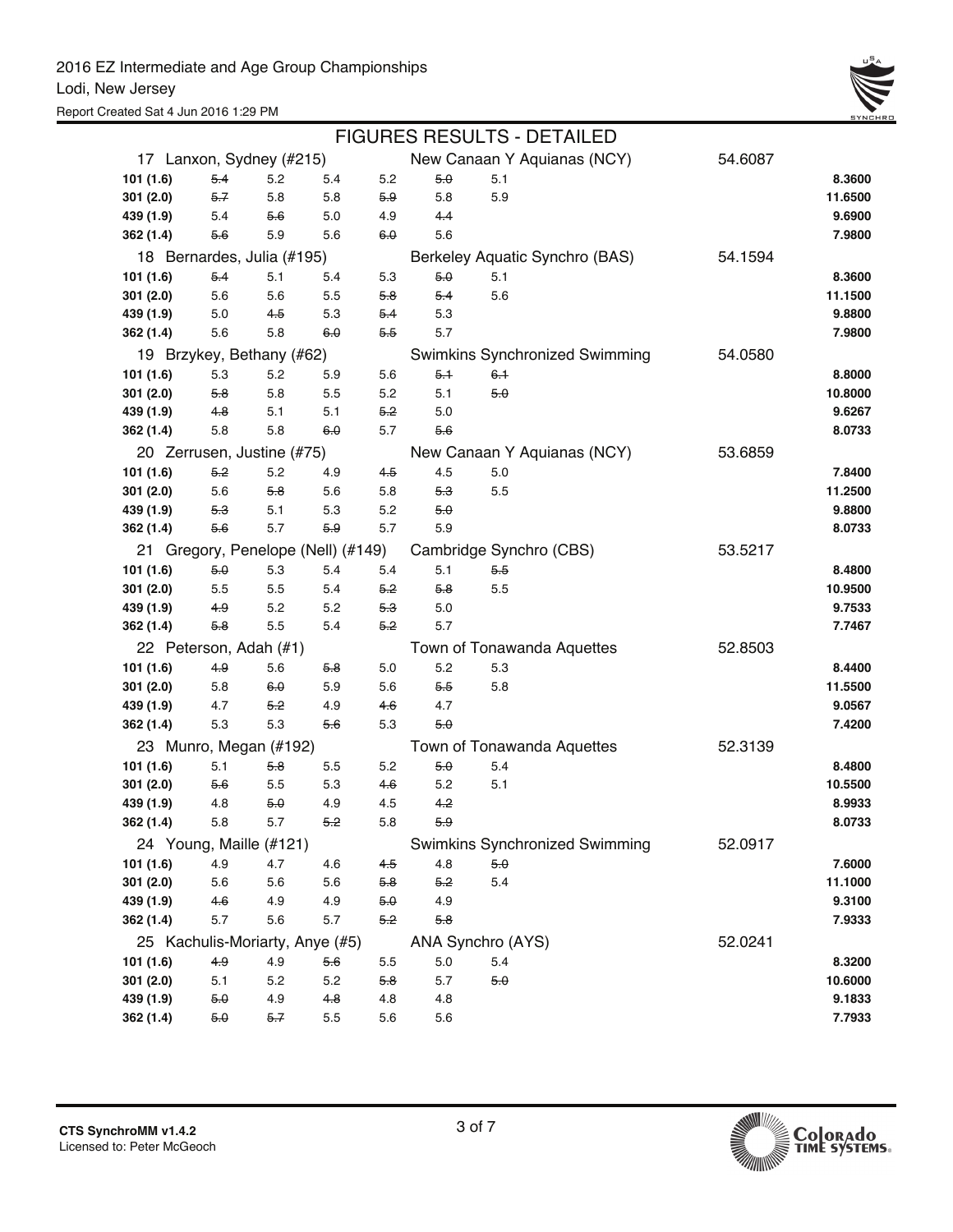2016 EZ Intermediate and Age Group Championships

Lodi, New Jersey

Report Created Sat 4 Jun 2016 1:29 PM

## FIGURES RESULTS - DETAILED

| | | | | | | | | |
|---|---|---|---|---|---|---|---|---|
| **17 Lanxon, Sydney (#215)** | | | | | New Canaan Y Aquianas (NCY) | | 54.6087 | |
| **101 (1.6)** | ~~5.4~~ | 5.2 | 5.4 | 5.2 | ~~5.0~~ | 5.1 | | **8.3600** |
| **301 (2.0)** | ~~5.7~~ | 5.8 | 5.8 | ~~5.9~~ | 5.8 | 5.9 | | **11.6500** |
| **439 (1.9)** | 5.4 | ~~5.6~~ | 5.0 | 4.9 | ~~4.4~~ | | | **9.6900** |
| **362 (1.4)** | ~~5.6~~ | 5.9 | 5.6 | ~~6.0~~ | 5.6 | | | **7.9800** |
| **18 Bernardes, Julia (#195)** | | | | | Berkeley Aquatic Synchro (BAS) | | 54.1594 | |
| **101 (1.6)** | ~~5.4~~ | 5.1 | 5.4 | 5.3 | ~~5.0~~ | 5.1 | | **8.3600** |
| **301 (2.0)** | 5.6 | 5.6 | 5.5 | ~~5.8~~ | ~~5.4~~ | 5.6 | | **11.1500** |
| **439 (1.9)** | 5.0 | ~~4.5~~ | 5.3 | ~~5.4~~ | 5.3 | | | **9.8800** |
| **362 (1.4)** | 5.6 | 5.8 | ~~6.0~~ | ~~5.5~~ | 5.7 | | | **7.9800** |
| **19 Brzykey, Bethany (#62)** | | | | | Swimkins Synchronized Swimming | | 54.0580 | |
| **101 (1.6)** | 5.3 | 5.2 | 5.9 | 5.6 | ~~5.1~~ | ~~6.1~~ | | **8.8000** |
| **301 (2.0)** | ~~5.8~~ | 5.8 | 5.5 | 5.2 | 5.1 | ~~5.0~~ | | **10.8000** |
| **439 (1.9)** | ~~4.8~~ | 5.1 | 5.1 | ~~5.2~~ | 5.0 | | | **9.6267** |
| **362 (1.4)** | 5.8 | 5.8 | ~~6.0~~ | 5.7 | ~~5.6~~ | | | **8.0733** |
| **20 Zerrusen, Justine (#75)** | | | | | New Canaan Y Aquianas (NCY) | | 53.6859 | |
| **101 (1.6)** | ~~5.2~~ | 5.2 | 4.9 | ~~4.5~~ | 4.5 | 5.0 | | **7.8400** |
| **301 (2.0)** | 5.6 | ~~5.8~~ | 5.6 | 5.8 | ~~5.3~~ | 5.5 | | **11.2500** |
| **439 (1.9)** | ~~5.3~~ | 5.1 | 5.3 | 5.2 | ~~5.0~~ | | | **9.8800** |
| **362 (1.4)** | ~~5.6~~ | 5.7 | ~~5.9~~ | 5.7 | 5.9 | | | **8.0733** |
| **21 Gregory, Penelope (Nell) (#149)** | | | | | Cambridge Synchro (CBS) | | 53.5217 | |
| **101 (1.6)** | ~~5.0~~ | 5.3 | 5.4 | 5.4 | 5.1 | ~~5.5~~ | | **8.4800** |
| **301 (2.0)** | 5.5 | 5.5 | 5.4 | ~~5.2~~ | ~~5.8~~ | 5.5 | | **10.9500** |
| **439 (1.9)** | ~~4.9~~ | 5.2 | 5.2 | ~~5.3~~ | 5.0 | | | **9.7533** |
| **362 (1.4)** | ~~5.8~~ | 5.5 | 5.4 | ~~5.2~~ | 5.7 | | | **7.7467** |
| **22 Peterson, Adah (#1)** | | | | | Town of Tonawanda Aquettes | | 52.8503 | |
| **101 (1.6)** | ~~4.9~~ | 5.6 | ~~5.8~~ | 5.0 | 5.2 | 5.3 | | **8.4400** |
| **301 (2.0)** | 5.8 | ~~6.0~~ | 5.9 | 5.6 | ~~5.5~~ | 5.8 | | **11.5500** |
| **439 (1.9)** | 4.7 | ~~5.2~~ | 4.9 | ~~4.6~~ | 4.7 | | | **9.0567** |
| **362 (1.4)** | 5.3 | 5.3 | ~~5.6~~ | 5.3 | ~~5.0~~ | | | **7.4200** |
| **23 Munro, Megan (#192)** | | | | | Town of Tonawanda Aquettes | | 52.3139 | |
| **101 (1.6)** | 5.1 | ~~5.8~~ | 5.5 | 5.2 | ~~5.0~~ | 5.4 | | **8.4800** |
| **301 (2.0)** | ~~5.6~~ | 5.5 | 5.3 | ~~4.6~~ | 5.2 | 5.1 | | **10.5500** |
| **439 (1.9)** | 4.8 | ~~5.0~~ | 4.9 | 4.5 | ~~4.2~~ | | | **8.9933** |
| **362 (1.4)** | 5.8 | 5.7 | ~~5.2~~ | 5.8 | ~~5.9~~ | | | **8.0733** |
| **24 Young, Maille (#121)** | | | | | Swimkins Synchronized Swimming | | 52.0917 | |
| **101 (1.6)** | 4.9 | 4.7 | 4.6 | ~~4.5~~ | 4.8 | ~~5.0~~ | | **7.6000** |
| **301 (2.0)** | 5.6 | 5.6 | 5.6 | ~~5.8~~ | ~~5.2~~ | 5.4 | | **11.1000** |
| **439 (1.9)** | ~~4.6~~ | 4.9 | 4.9 | ~~5.0~~ | 4.9 | | | **9.3100** |
| **362 (1.4)** | 5.7 | 5.6 | 5.7 | ~~5.2~~ | ~~5.8~~ | | | **7.9333** |
| **25 Kachulis-Moriarty, Anye (#5)** | | | | | ANA Synchro (AYS) | | 52.0241 | |
| **101 (1.6)** | ~~4.9~~ | 4.9 | ~~5.6~~ | 5.5 | 5.0 | 5.4 | | **8.3200** |
| **301 (2.0)** | 5.1 | 5.2 | 5.2 | ~~5.8~~ | 5.7 | ~~5.0~~ | | **10.6000** |
| **439 (1.9)** | ~~5.0~~ | 4.9 | ~~4.8~~ | 4.8 | 4.8 | | | **9.1833** |
| **362 (1.4)** | ~~5.0~~ | ~~5.7~~ | 5.5 | 5.6 | 5.6 | | | **7.7933** |

CTS SynchroMM v1.4.2
Licensed to: Peter McGeoch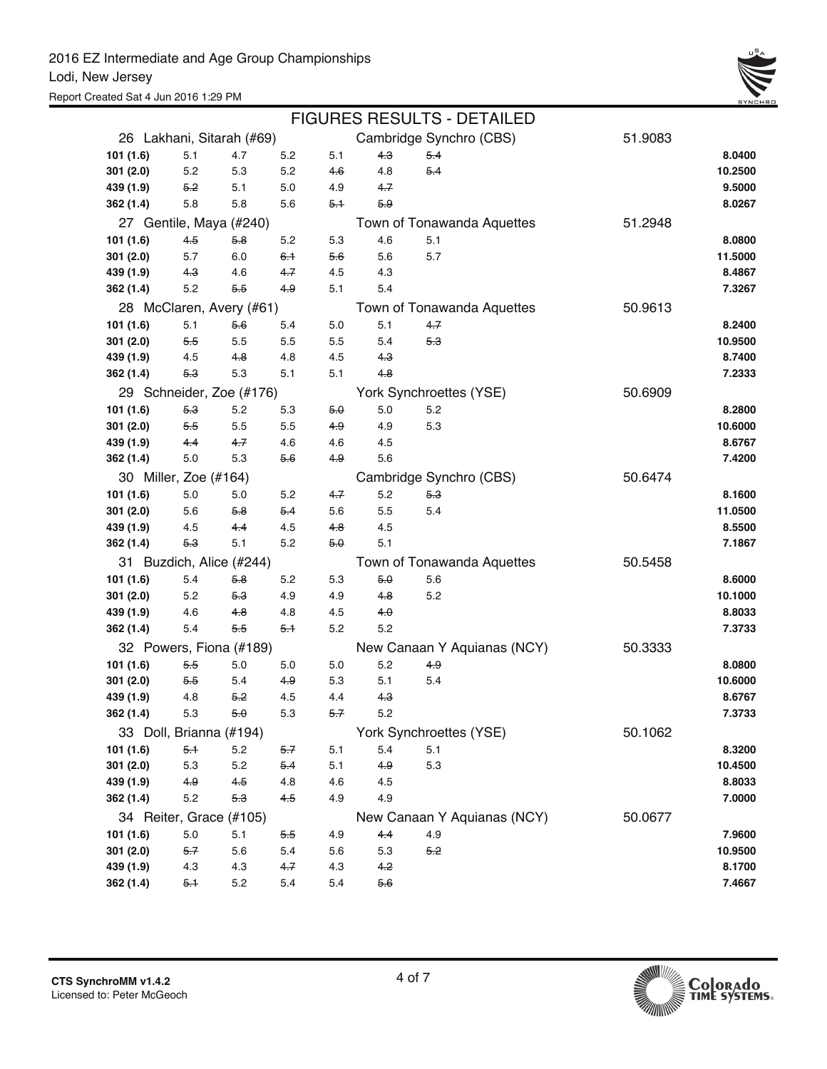2016 EZ Intermediate and Age Group Championships
Lodi, New Jersey
Report Created Sat 4 Jun 2016 1:29 PM

## FIGURES RESULTS - DETAILED

| | | | | | | | | |
|---|---|---|---|---|---|---|---|---|
| **26 Lakhani, Sitarah (#69)** | | | | Cambridge Synchro (CBS) | | | 51.9083 | |
| **101 (1.6)** | 5.1 | 4.7 | 5.2 | 5.1 | ~~4.3~~ | ~~5.4~~ | | **8.0400** |
| **301 (2.0)** | 5.2 | 5.3 | 5.2 | ~~4.6~~ | 4.8 | ~~5.4~~ | | **10.2500** |
| **439 (1.9)** | ~~5.2~~ | 5.1 | 5.0 | 4.9 | ~~4.7~~ | | | **9.5000** |
| **362 (1.4)** | 5.8 | 5.8 | 5.6 | ~~5.1~~ | ~~5.9~~ | | | **8.0267** |
| **27 Gentile, Maya (#240)** | | | | Town of Tonawanda Aquettes | | | 51.2948 | |
| **101 (1.6)** | ~~4.5~~ | ~~5.8~~ | 5.2 | 5.3 | 4.6 | 5.1 | | **8.0800** |
| **301 (2.0)** | 5.7 | 6.0 | ~~6.1~~ | ~~5.6~~ | 5.6 | 5.7 | | **11.5000** |
| **439 (1.9)** | ~~4.3~~ | 4.6 | ~~4.7~~ | 4.5 | 4.3 | | | **8.4867** |
| **362 (1.4)** | 5.2 | ~~5.5~~ | ~~4.9~~ | 5.1 | 5.4 | | | **7.3267** |
| **28 McClaren, Avery (#61)** | | | | Town of Tonawanda Aquettes | | | 50.9613 | |
| **101 (1.6)** | 5.1 | ~~5.6~~ | 5.4 | 5.0 | 5.1 | ~~4.7~~ | | **8.2400** |
| **301 (2.0)** | ~~5.5~~ | 5.5 | 5.5 | 5.5 | 5.4 | ~~5.3~~ | | **10.9500** |
| **439 (1.9)** | 4.5 | ~~4.8~~ | 4.8 | 4.5 | ~~4.3~~ | | | **8.7400** |
| **362 (1.4)** | ~~5.3~~ | 5.3 | 5.1 | 5.1 | ~~4.8~~ | | | **7.2333** |
| **29 Schneider, Zoe (#176)** | | | | York Synchroettes (YSE) | | | 50.6909 | |
| **101 (1.6)** | ~~5.3~~ | 5.2 | 5.3 | ~~5.0~~ | 5.0 | 5.2 | | **8.2800** |
| **301 (2.0)** | ~~5.5~~ | 5.5 | 5.5 | ~~4.9~~ | 4.9 | 5.3 | | **10.6000** |
| **439 (1.9)** | ~~4.4~~ | ~~4.7~~ | 4.6 | 4.6 | 4.5 | | | **8.6767** |
| **362 (1.4)** | 5.0 | 5.3 | ~~5.6~~ | ~~4.9~~ | 5.6 | | | **7.4200** |
| **30 Miller, Zoe (#164)** | | | | Cambridge Synchro (CBS) | | | 50.6474 | |
| **101 (1.6)** | 5.0 | 5.0 | 5.2 | ~~4.7~~ | 5.2 | ~~5.3~~ | | **8.1600** |
| **301 (2.0)** | 5.6 | ~~5.8~~ | ~~5.4~~ | 5.6 | 5.5 | 5.4 | | **11.0500** |
| **439 (1.9)** | 4.5 | ~~4.4~~ | 4.5 | ~~4.8~~ | 4.5 | | | **8.5500** |
| **362 (1.4)** | ~~5.3~~ | 5.1 | 5.2 | ~~5.0~~ | 5.1 | | | **7.1867** |
| **31 Buzdich, Alice (#244)** | | | | Town of Tonawanda Aquettes | | | 50.5458 | |
| **101 (1.6)** | 5.4 | ~~5.8~~ | 5.2 | 5.3 | ~~5.0~~ | 5.6 | | **8.6000** |
| **301 (2.0)** | 5.2 | ~~5.3~~ | 4.9 | 4.9 | ~~4.8~~ | 5.2 | | **10.1000** |
| **439 (1.9)** | 4.6 | ~~4.8~~ | 4.8 | 4.5 | ~~4.0~~ | | | **8.8033** |
| **362 (1.4)** | 5.4 | ~~5.5~~ | ~~5.1~~ | 5.2 | 5.2 | | | **7.3733** |
| **32 Powers, Fiona (#189)** | | | | New Canaan Y Aquianas (NCY) | | | 50.3333 | |
| **101 (1.6)** | ~~5.5~~ | 5.0 | 5.0 | 5.0 | 5.2 | ~~4.9~~ | | **8.0800** |
| **301 (2.0)** | ~~5.5~~ | 5.4 | ~~4.9~~ | 5.3 | 5.1 | 5.4 | | **10.6000** |
| **439 (1.9)** | 4.8 | ~~5.2~~ | 4.5 | 4.4 | ~~4.3~~ | | | **8.6767** |
| **362 (1.4)** | 5.3 | ~~5.0~~ | 5.3 | ~~5.7~~ | 5.2 | | | **7.3733** |
| **33 Doll, Brianna (#194)** | | | | York Synchroettes (YSE) | | | 50.1062 | |
| **101 (1.6)** | ~~5.1~~ | 5.2 | ~~5.7~~ | 5.1 | 5.4 | 5.1 | | **8.3200** |
| **301 (2.0)** | 5.3 | 5.2 | ~~5.4~~ | 5.1 | ~~4.9~~ | 5.3 | | **10.4500** |
| **439 (1.9)** | ~~4.9~~ | ~~4.5~~ | 4.8 | 4.6 | 4.5 | | | **8.8033** |
| **362 (1.4)** | 5.2 | ~~5.3~~ | ~~4.5~~ | 4.9 | 4.9 | | | **7.0000** |
| **34 Reiter, Grace (#105)** | | | | New Canaan Y Aquianas (NCY) | | | 50.0677 | |
| **101 (1.6)** | 5.0 | 5.1 | ~~5.5~~ | 4.9 | ~~4.4~~ | 4.9 | | **7.9600** |
| **301 (2.0)** | ~~5.7~~ | 5.6 | 5.4 | 5.6 | 5.3 | ~~5.2~~ | | **10.9500** |
| **439 (1.9)** | 4.3 | 4.3 | ~~4.7~~ | 4.3 | ~~4.2~~ | | | **8.1700** |
| **362 (1.4)** | ~~5.1~~ | 5.2 | 5.4 | 5.4 | ~~5.6~~ | | | **7.4667** |

CTS SynchroMM v1.4.2
Licensed to: Peter McGeoch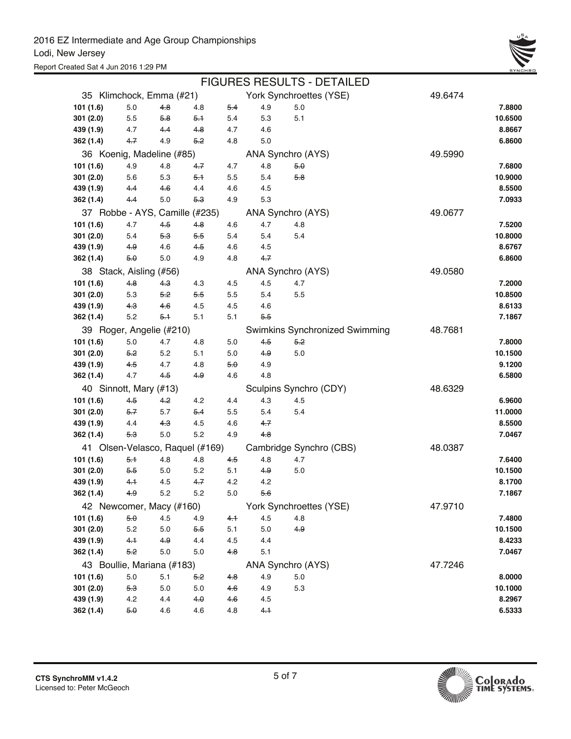2016 EZ Intermediate and Age Group Championships
Lodi, New Jersey
Report Created Sat 4 Jun 2016 1:29 PM

## FIGURES RESULTS - DETAILED

| Place / Name | | | | | | | Club | Score |
|---|---|---|---|---|---|---|---|---|
| **35 Klimchock, Emma (#21)** | | | | | | | York Synchroettes (YSE) | 49.6474 |
| 101 (1.6) | 5.0 | ~~4.8~~ | 4.8 | ~~5.4~~ | 4.9 | 5.0 | | 7.8800 |
| 301 (2.0) | 5.5 | ~~5.8~~ | ~~5.1~~ | 5.4 | 5.3 | 5.1 | | 10.6500 |
| 439 (1.9) | 4.7 | ~~4.4~~ | ~~4.8~~ | 4.7 | 4.6 | | | 8.8667 |
| 362 (1.4) | ~~4.7~~ | 4.9 | ~~5.2~~ | 4.8 | 5.0 | | | 6.8600 |
| **36 Koenig, Madeline (#85)** | | | | | | | ANA Synchro (AYS) | 49.5990 |
| 101 (1.6) | 4.9 | 4.8 | ~~4.7~~ | 4.7 | 4.8 | ~~5.0~~ | | 7.6800 |
| 301 (2.0) | 5.6 | 5.3 | ~~5.1~~ | 5.5 | 5.4 | ~~5.8~~ | | 10.9000 |
| 439 (1.9) | ~~4.4~~ | ~~4.6~~ | 4.4 | 4.6 | 4.5 | | | 8.5500 |
| 362 (1.4) | ~~4.4~~ | 5.0 | ~~5.3~~ | 4.9 | 5.3 | | | 7.0933 |
| **37 Robbe - AYS, Camille (#235)** | | | | | | | ANA Synchro (AYS) | 49.0677 |
| 101 (1.6) | 4.7 | ~~4.5~~ | ~~4.8~~ | 4.6 | 4.7 | 4.8 | | 7.5200 |
| 301 (2.0) | 5.4 | ~~5.3~~ | ~~5.5~~ | 5.4 | 5.4 | 5.4 | | 10.8000 |
| 439 (1.9) | ~~4.9~~ | 4.6 | ~~4.5~~ | 4.6 | 4.5 | | | 8.6767 |
| 362 (1.4) | ~~5.0~~ | 5.0 | 4.9 | 4.8 | ~~4.7~~ | | | 6.8600 |
| **38 Stack, Aisling (#56)** | | | | | | | ANA Synchro (AYS) | 49.0580 |
| 101 (1.6) | ~~4.8~~ | ~~4.3~~ | 4.3 | 4.5 | 4.5 | 4.7 | | 7.2000 |
| 301 (2.0) | 5.3 | ~~5.2~~ | ~~5.5~~ | 5.5 | 5.4 | 5.5 | | 10.8500 |
| 439 (1.9) | ~~4.3~~ | ~~4.6~~ | 4.5 | 4.5 | 4.6 | | | 8.6133 |
| 362 (1.4) | 5.2 | ~~5.1~~ | 5.1 | 5.1 | ~~5.5~~ | | | 7.1867 |
| **39 Roger, Angelie (#210)** | | | | | | | Swimkins Synchronized Swimming | 48.7681 |
| 101 (1.6) | 5.0 | 4.7 | 4.8 | 5.0 | ~~4.5~~ | ~~5.2~~ | | 7.8000 |
| 301 (2.0) | ~~5.2~~ | 5.2 | 5.1 | 5.0 | ~~4.9~~ | 5.0 | | 10.1500 |
| 439 (1.9) | ~~4.5~~ | 4.7 | 4.8 | ~~5.0~~ | 4.9 | | | 9.1200 |
| 362 (1.4) | 4.7 | ~~4.5~~ | ~~4.9~~ | 4.6 | 4.8 | | | 6.5800 |
| **40 Sinnott, Mary (#13)** | | | | | | | Sculpins Synchro (CDY) | 48.6329 |
| 101 (1.6) | ~~4.5~~ | ~~4.2~~ | 4.2 | 4.4 | 4.3 | 4.5 | | 6.9600 |
| 301 (2.0) | ~~5.7~~ | 5.7 | ~~5.4~~ | 5.5 | 5.4 | 5.4 | | 11.0000 |
| 439 (1.9) | 4.4 | ~~4.3~~ | 4.5 | 4.6 | ~~4.7~~ | | | 8.5500 |
| 362 (1.4) | ~~5.3~~ | 5.0 | 5.2 | 4.9 | ~~4.8~~ | | | 7.0467 |
| **41 Olsen-Velasco, Raquel (#169)** | | | | | | | Cambridge Synchro (CBS) | 48.0387 |
| 101 (1.6) | ~~5.1~~ | 4.8 | 4.8 | ~~4.5~~ | 4.8 | 4.7 | | 7.6400 |
| 301 (2.0) | ~~5.5~~ | 5.0 | 5.2 | 5.1 | ~~4.9~~ | 5.0 | | 10.1500 |
| 439 (1.9) | ~~4.1~~ | 4.5 | ~~4.7~~ | 4.2 | 4.2 | | | 8.1700 |
| 362 (1.4) | ~~4.9~~ | 5.2 | 5.2 | 5.0 | ~~5.6~~ | | | 7.1867 |
| **42 Newcomer, Macy (#160)** | | | | | | | York Synchroettes (YSE) | 47.9710 |
| 101 (1.6) | ~~5.0~~ | 4.5 | 4.9 | ~~4.1~~ | 4.5 | 4.8 | | 7.4800 |
| 301 (2.0) | 5.2 | 5.0 | ~~5.5~~ | 5.1 | 5.0 | ~~4.9~~ | | 10.1500 |
| 439 (1.9) | ~~4.1~~ | ~~4.9~~ | 4.4 | 4.5 | 4.4 | | | 8.4233 |
| 362 (1.4) | ~~5.2~~ | 5.0 | 5.0 | ~~4.8~~ | 5.1 | | | 7.0467 |
| **43 Boullie, Mariana (#183)** | | | | | | | ANA Synchro (AYS) | 47.7246 |
| 101 (1.6) | 5.0 | 5.1 | ~~5.2~~ | ~~4.8~~ | 4.9 | 5.0 | | 8.0000 |
| 301 (2.0) | ~~5.3~~ | 5.0 | 5.0 | ~~4.6~~ | 4.9 | 5.3 | | 10.1000 |
| 439 (1.9) | 4.2 | 4.4 | ~~4.0~~ | ~~4.6~~ | 4.5 | | | 8.2967 |
| 362 (1.4) | ~~5.0~~ | 4.6 | 4.6 | 4.8 | ~~4.1~~ | | | 6.5333 |

CTS SynchroMM v1.4.2
Licensed to: Peter McGeoch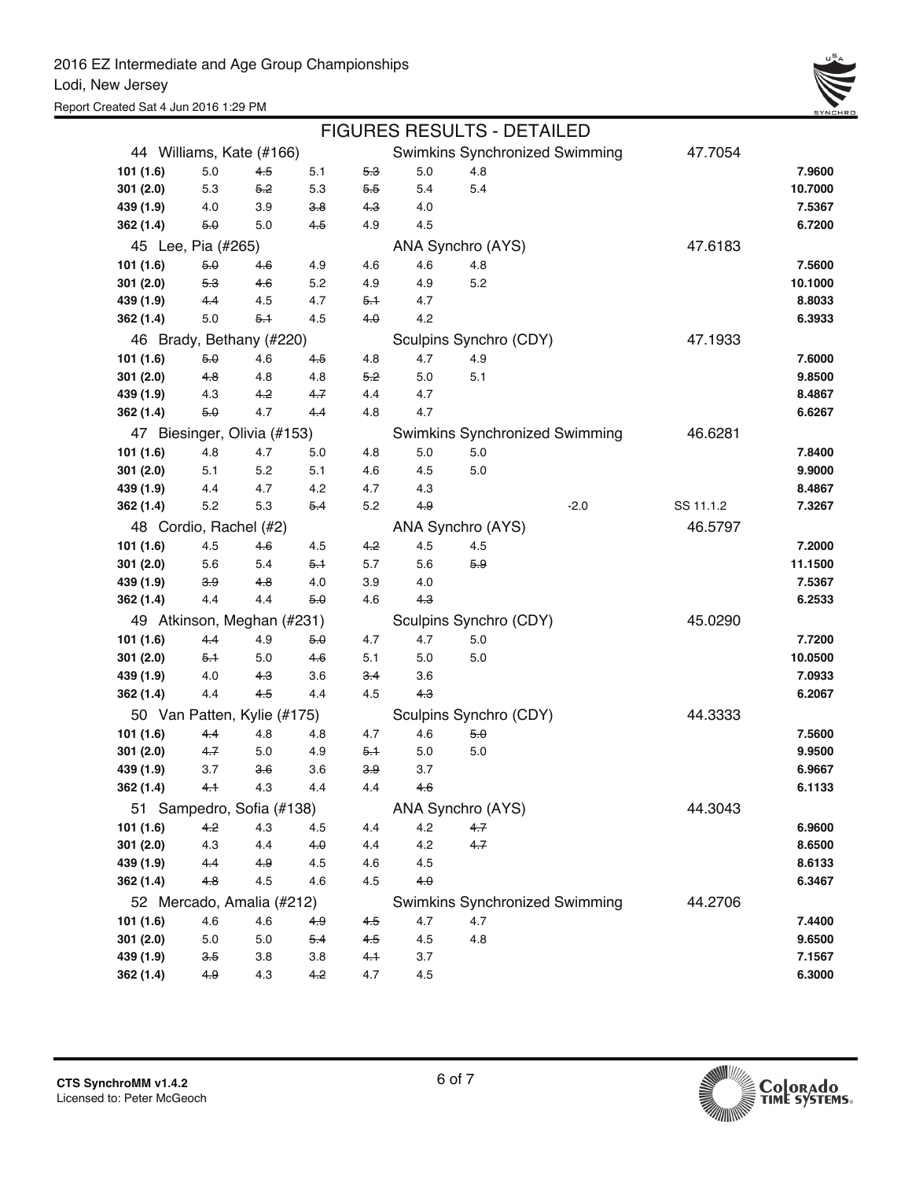2016 EZ Intermediate and Age Group Championships
Lodi, New Jersey
Report Created Sat 4 Jun 2016 1:29 PM

## FIGURES RESULTS - DETAILED

| | | | | | | | | | |
|---|---|---|---|---|---|---|---|---|---|
| **44 Williams, Kate (#166)** | | | | | Swimkins Synchronized Swimming | | | 47.7054 | |
| **101 (1.6)** | 5.0 | ~~4.5~~ | 5.1 | ~~5.3~~ | 5.0 | 4.8 | | | **7.9600** |
| **301 (2.0)** | 5.3 | ~~5.2~~ | 5.3 | ~~5.5~~ | 5.4 | 5.4 | | | **10.7000** |
| **439 (1.9)** | 4.0 | 3.9 | ~~3.8~~ | ~~4.3~~ | 4.0 | | | | **7.5367** |
| **362 (1.4)** | ~~5.0~~ | 5.0 | ~~4.5~~ | 4.9 | 4.5 | | | | **6.7200** |
| **45 Lee, Pia (#265)** | | | | | ANA Synchro (AYS) | | | 47.6183 | |
| **101 (1.6)** | ~~5.0~~ | ~~4.6~~ | 4.9 | 4.6 | 4.6 | 4.8 | | | **7.5600** |
| **301 (2.0)** | ~~5.3~~ | ~~4.6~~ | 5.2 | 4.9 | 4.9 | 5.2 | | | **10.1000** |
| **439 (1.9)** | ~~4.4~~ | 4.5 | 4.7 | ~~5.1~~ | 4.7 | | | | **8.8033** |
| **362 (1.4)** | 5.0 | ~~5.1~~ | 4.5 | ~~4.0~~ | 4.2 | | | | **6.3933** |
| **46 Brady, Bethany (#220)** | | | | | Sculpins Synchro (CDY) | | | 47.1933 | |
| **101 (1.6)** | ~~5.0~~ | 4.6 | ~~4.5~~ | 4.8 | 4.7 | 4.9 | | | **7.6000** |
| **301 (2.0)** | ~~4.8~~ | 4.8 | 4.8 | ~~5.2~~ | 5.0 | 5.1 | | | **9.8500** |
| **439 (1.9)** | 4.3 | ~~4.2~~ | ~~4.7~~ | 4.4 | 4.7 | | | | **8.4867** |
| **362 (1.4)** | ~~5.0~~ | 4.7 | ~~4.4~~ | 4.8 | 4.7 | | | | **6.6267** |
| **47 Biesinger, Olivia (#153)** | | | | | Swimkins Synchronized Swimming | | | 46.6281 | |
| **101 (1.6)** | 4.8 | 4.7 | 5.0 | 4.8 | 5.0 | 5.0 | | | **7.8400** |
| **301 (2.0)** | 5.1 | 5.2 | 5.1 | 4.6 | 4.5 | 5.0 | | | **9.9000** |
| **439 (1.9)** | 4.4 | 4.7 | 4.2 | 4.7 | 4.3 | | | | **8.4867** |
| **362 (1.4)** | 5.2 | 5.3 | ~~5.4~~ | 5.2 | ~~4.9~~ | | -2.0 | SS 11.1.2 | **7.3267** |
| **48 Cordio, Rachel (#2)** | | | | | ANA Synchro (AYS) | | | 46.5797 | |
| **101 (1.6)** | 4.5 | ~~4.6~~ | 4.5 | ~~4.2~~ | 4.5 | 4.5 | | | **7.2000** |
| **301 (2.0)** | 5.6 | 5.4 | ~~5.1~~ | 5.7 | 5.6 | ~~5.9~~ | | | **11.1500** |
| **439 (1.9)** | ~~3.9~~ | ~~4.8~~ | 4.0 | 3.9 | 4.0 | | | | **7.5367** |
| **362 (1.4)** | 4.4 | 4.4 | ~~5.0~~ | 4.6 | ~~4.3~~ | | | | **6.2533** |
| **49 Atkinson, Meghan (#231)** | | | | | Sculpins Synchro (CDY) | | | 45.0290 | |
| **101 (1.6)** | ~~4.4~~ | 4.9 | ~~5.0~~ | 4.7 | 4.7 | 5.0 | | | **7.7200** |
| **301 (2.0)** | ~~5.1~~ | 5.0 | ~~4.6~~ | 5.1 | 5.0 | 5.0 | | | **10.0500** |
| **439 (1.9)** | 4.0 | ~~4.3~~ | 3.6 | ~~3.4~~ | 3.6 | | | | **7.0933** |
| **362 (1.4)** | 4.4 | ~~4.5~~ | 4.4 | 4.5 | ~~4.3~~ | | | | **6.2067** |
| **50 Van Patten, Kylie (#175)** | | | | | Sculpins Synchro (CDY) | | | 44.3333 | |
| **101 (1.6)** | ~~4.4~~ | 4.8 | 4.8 | 4.7 | 4.6 | ~~5.0~~ | | | **7.5600** |
| **301 (2.0)** | ~~4.7~~ | 5.0 | 4.9 | ~~5.1~~ | 5.0 | 5.0 | | | **9.9500** |
| **439 (1.9)** | 3.7 | ~~3.6~~ | 3.6 | ~~3.9~~ | 3.7 | | | | **6.9667** |
| **362 (1.4)** | ~~4.1~~ | 4.3 | 4.4 | 4.4 | ~~4.6~~ | | | | **6.1133** |
| **51 Sampedro, Sofia (#138)** | | | | | ANA Synchro (AYS) | | | 44.3043 | |
| **101 (1.6)** | ~~4.2~~ | 4.3 | 4.5 | 4.4 | 4.2 | ~~4.7~~ | | | **6.9600** |
| **301 (2.0)** | 4.3 | 4.4 | ~~4.0~~ | 4.4 | 4.2 | ~~4.7~~ | | | **8.6500** |
| **439 (1.9)** | ~~4.4~~ | ~~4.9~~ | 4.5 | 4.6 | 4.5 | | | | **8.6133** |
| **362 (1.4)** | ~~4.8~~ | 4.5 | 4.6 | 4.5 | ~~4.0~~ | | | | **6.3467** |
| **52 Mercado, Amalia (#212)** | | | | | Swimkins Synchronized Swimming | | | 44.2706 | |
| **101 (1.6)** | 4.6 | 4.6 | ~~4.9~~ | ~~4.5~~ | 4.7 | 4.7 | | | **7.4400** |
| **301 (2.0)** | 5.0 | 5.0 | ~~5.4~~ | ~~4.5~~ | 4.5 | 4.8 | | | **9.6500** |
| **439 (1.9)** | ~~3.5~~ | 3.8 | 3.8 | ~~4.1~~ | 3.7 | | | | **7.1567** |
| **362 (1.4)** | ~~4.9~~ | 4.3 | ~~4.2~~ | 4.7 | 4.5 | | | | **6.3000** |

**CTS SynchroMM v1.4.2**
Licensed to: Peter McGeoch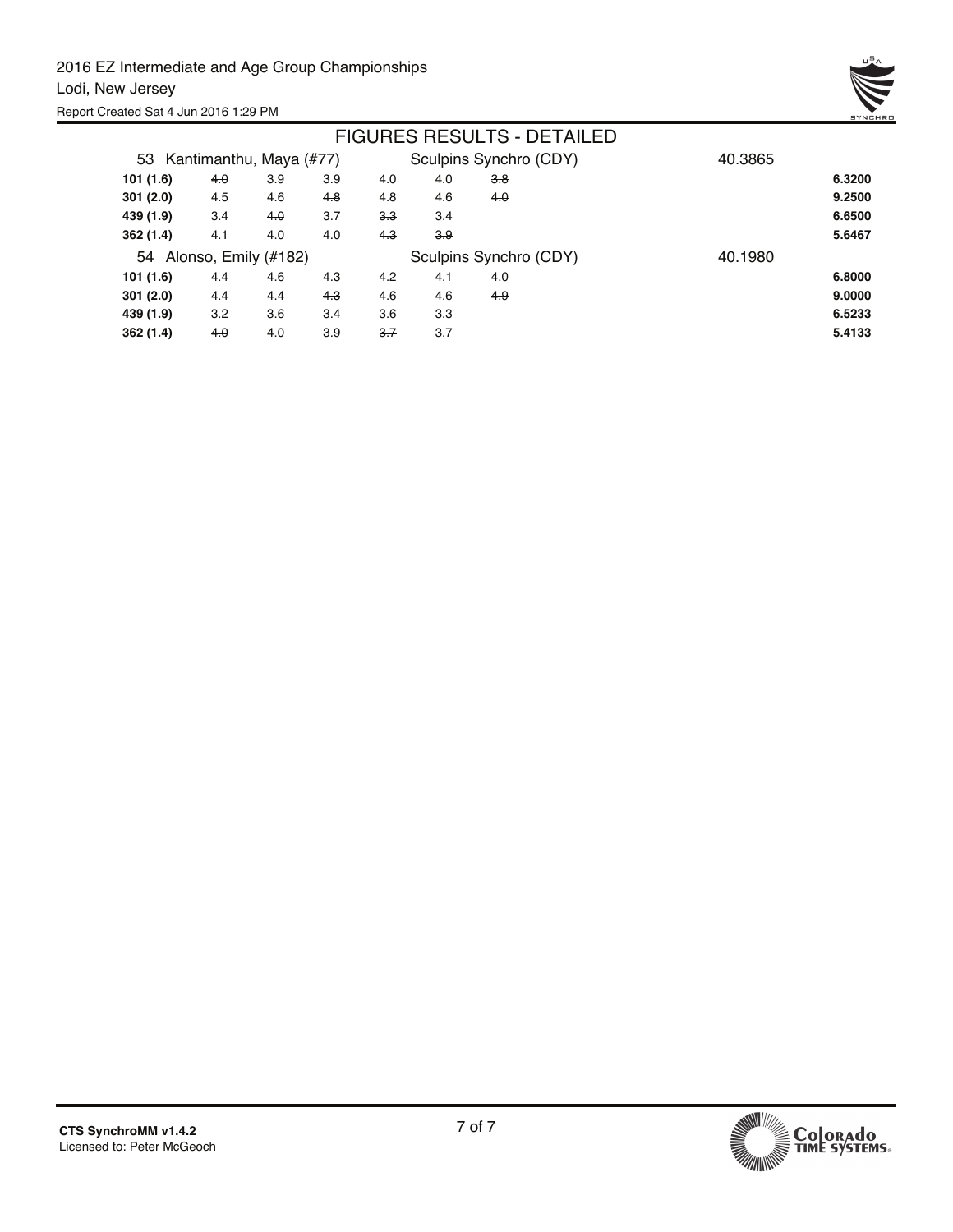# FIGURES RESULTS - DETAILED

2016 EZ Intermediate and Age Group Championships
Lodi, New Jersey
Report Created Sat 4 Jun 2016 1:29 PM

| 53 Kantimanthu, Maya (#77) | | | | | | Sculpins Synchro (CDY) | 40.3865 | |
|---|---|---|---|---|---|---|---|---|
| **101 (1.6)** | ~~4.0~~ | 3.9 | 3.9 | 4.0 | 4.0 | ~~3.8~~ | | **6.3200** |
| **301 (2.0)** | 4.5 | 4.6 | ~~4.8~~ | 4.8 | 4.6 | ~~4.0~~ | | **9.2500** |
| **439 (1.9)** | 3.4 | ~~4.0~~ | 3.7 | ~~3.3~~ | 3.4 | | | **6.6500** |
| **362 (1.4)** | 4.1 | 4.0 | 4.0 | ~~4.3~~ | ~~3.9~~ | | | **5.6467** |
| **54 Alonso, Emily (#182)** | | | | | | **Sculpins Synchro (CDY)** | **40.1980** | |
| **101 (1.6)** | 4.4 | ~~4.6~~ | 4.3 | 4.2 | 4.1 | ~~4.0~~ | | **6.8000** |
| **301 (2.0)** | 4.4 | 4.4 | ~~4.3~~ | 4.6 | 4.6 | ~~4.9~~ | | **9.0000** |
| **439 (1.9)** | ~~3.2~~ | ~~3.6~~ | 3.4 | 3.6 | 3.3 | | | **6.5233** |
| **362 (1.4)** | ~~4.0~~ | 4.0 | 3.9 | ~~3.7~~ | 3.7 | | | **5.4133** |

**CTS SynchroMM v1.4.2**
Licensed to: Peter McGeoch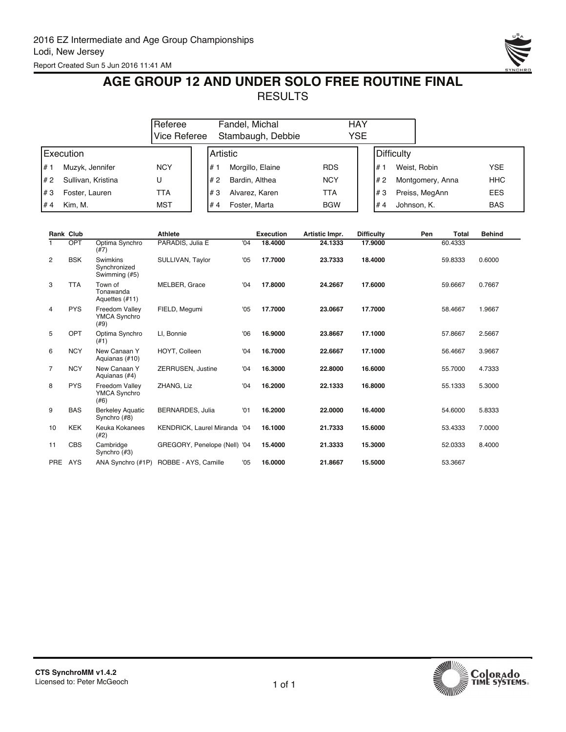2016 EZ Intermediate and Age Group Championships
Lodi, New Jersey
Report Created Sun 5 Jun 2016 11:41 AM

# AGE GROUP 12 AND UNDER SOLO FREE ROUTINE FINAL

## RESULTS

| | | |
|---|---|---|
| Referee | Fandel, Michal | HAY |
| Vice Referee | Stambaugh, Debbie | YSE |

| Execution | | | Artistic | | | Difficulty | | |
|---|---|---|---|---|---|---|---|---|
| # 1 | Muzyk, Jennifer | NCY | # 1 | Morgillo, Elaine | RDS | # 1 | Weist, Robin | YSE |
| # 2 | Sullivan, Kristina | U | # 2 | Bardin, Althea | NCY | # 2 | Montgomery, Anna | HHC |
| # 3 | Foster, Lauren | TTA | # 3 | Alvarez, Karen | TTA | # 3 | Preiss, MegAnn | EES |
| # 4 | Kim, M. | MST | # 4 | Foster, Marta | BGW | # 4 | Johnson, K. | BAS |

| Rank | Club | | Athlete | | Execution | Artistic Impr. | Difficulty | Pen | Total | Behind |
|---|---|---|---|---|---|---|---|---|---|---|
| 1 | OPT | Optima Synchro (#7) | PARADIS, Julia E | '04 | **18.4000** | **24.1333** | **17.9000** | | 60.4333 | |
| 2 | BSK | Swimkins Synchronized Swimming (#5) | SULLIVAN, Taylor | '05 | **17.7000** | **23.7333** | **18.4000** | | 59.8333 | 0.6000 |
| 3 | TTA | Town of Tonawanda Aquettes (#11) | MELBER, Grace | '04 | **17.8000** | **24.2667** | **17.6000** | | 59.6667 | 0.7667 |
| 4 | PYS | Freedom Valley YMCA Synchro (#9) | FIELD, Megumi | '05 | **17.7000** | **23.0667** | **17.7000** | | 58.4667 | 1.9667 |
| 5 | OPT | Optima Synchro (#1) | LI, Bonnie | '06 | **16.9000** | **23.8667** | **17.1000** | | 57.8667 | 2.5667 |
| 6 | NCY | New Canaan Y Aquianas (#10) | HOYT, Colleen | '04 | **16.7000** | **22.6667** | **17.1000** | | 56.4667 | 3.9667 |
| 7 | NCY | New Canaan Y Aquianas (#4) | ZERRUSEN, Justine | '04 | **16.3000** | **22.8000** | **16.6000** | | 55.7000 | 4.7333 |
| 8 | PYS | Freedom Valley YMCA Synchro (#6) | ZHANG, Liz | '04 | **16.2000** | **22.1333** | **16.8000** | | 55.1333 | 5.3000 |
| 9 | BAS | Berkeley Aquatic Synchro (#8) | BERNARDES, Julia | '01 | **16.2000** | **22.0000** | **16.4000** | | 54.6000 | 5.8333 |
| 10 | KEK | Keuka Kokanees (#2) | KENDRICK, Laurel Miranda | '04 | **16.1000** | **21.7333** | **15.6000** | | 53.4333 | 7.0000 |
| 11 | CBS | Cambridge Synchro (#3) | GREGORY, Penelope (Nell) | '04 | **15.4000** | **21.3333** | **15.3000** | | 52.0333 | 8.4000 |
| PRE | AYS | ANA Synchro (#1P) | ROBBE - AYS, Camille | '05 | **16.0000** | **21.8667** | **15.5000** | | 53.3667 | |

CTS SynchroMM v1.4.2
Licensed to: Peter McGeoch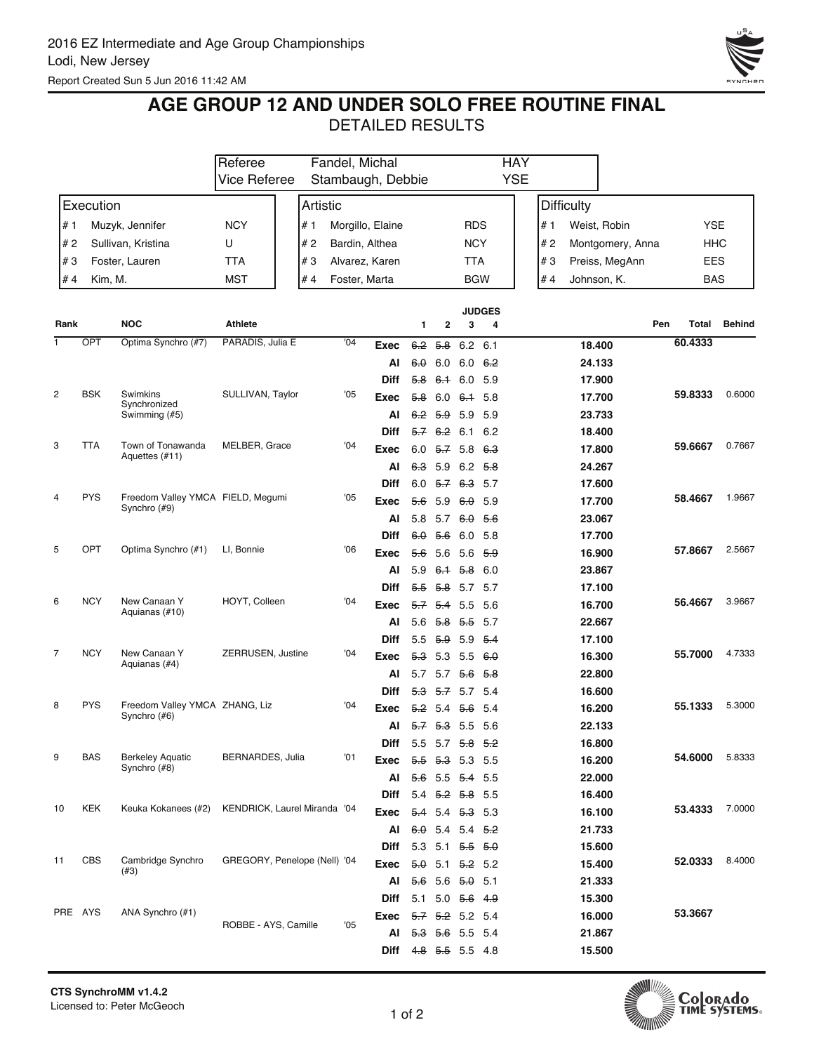2016 EZ Intermediate and Age Group Championships
Lodi, New Jersey
Report Created Sun 5 Jun 2016 11:42 AM

# AGE GROUP 12 AND UNDER SOLO FREE ROUTINE FINAL

## DETAILED RESULTS

| | | |
|---|---|---|
| Referee | Fandel, Michal | HAY |
| Vice Referee | Stambaugh, Debbie | YSE |

| Execution | | | Artistic | | | Difficulty | | |
|---|---|---|---|---|---|---|---|---|
| # 1 | Muzyk, Jennifer | NCY | # 1 | Morgillo, Elaine | RDS | # 1 | Weist, Robin | YSE |
| # 2 | Sullivan, Kristina | U | # 2 | Bardin, Althea | NCY | # 2 | Montgomery, Anna | HHC |
| # 3 | Foster, Lauren | TTA | # 3 | Alvarez, Karen | TTA | # 3 | Preiss, MegAnn | EES |
| # 4 | Kim, M. | MST | # 4 | Foster, Marta | BGW | # 4 | Johnson, K. | BAS |

| Rank | | NOC | Athlete | | | 1 | 2 | 3 | 4 | | Pen | Total | Behind |
|---|---|---|---|---|---|---|---|---|---|---|---|---|---|
| 1 | OPT | Optima Synchro (#7) | PARADIS, Julia E | '04 | Exec | ~~6.2~~ | ~~5.8~~ | 6.2 | 6.1 | 18.400 | | 60.4333 | |
| | | | | | AI | ~~6.0~~ | 6.0 | 6.0 | ~~6.2~~ | 24.133 | | | |
| | | | | | Diff | ~~5.8~~ | ~~6.1~~ | 6.0 | 5.9 | 17.900 | | | |
| 2 | BSK | Swimkins Synchronized Swimming (#5) | SULLIVAN, Taylor | '05 | Exec | ~~5.8~~ | 6.0 | ~~6.1~~ | 5.8 | 17.700 | | 59.8333 | 0.6000 |
| | | | | | AI | ~~6.2~~ | ~~5.9~~ | 5.9 | 5.9 | 23.733 | | | |
| | | | | | Diff | ~~5.7~~ | ~~6.2~~ | 6.1 | 6.2 | 18.400 | | | |
| 3 | TTA | Town of Tonawanda Aquettes (#11) | MELBER, Grace | '04 | Exec | 6.0 | ~~5.7~~ | 5.8 | ~~6.3~~ | 17.800 | | 59.6667 | 0.7667 |
| | | | | | AI | ~~6.3~~ | 5.9 | 6.2 | ~~5.8~~ | 24.267 | | | |
| | | | | | Diff | 6.0 | ~~5.7~~ | ~~6.3~~ | 5.7 | 17.600 | | | |
| 4 | PYS | Freedom Valley YMCA Synchro (#9) | FIELD, Megumi | '05 | Exec | ~~5.6~~ | 5.9 | ~~6.0~~ | 5.9 | 17.700 | | 58.4667 | 1.9667 |
| | | | | | AI | 5.8 | 5.7 | ~~6.0~~ | ~~5.6~~ | 23.067 | | | |
| | | | | | Diff | ~~6.0~~ | ~~5.6~~ | 6.0 | 5.8 | 17.700 | | | |
| 5 | OPT | Optima Synchro (#1) | LI, Bonnie | '06 | Exec | ~~5.6~~ | 5.6 | 5.6 | ~~5.9~~ | 16.900 | | 57.8667 | 2.5667 |
| | | | | | AI | 5.9 | ~~6.1~~ | ~~5.8~~ | 6.0 | 23.867 | | | |
| | | | | | Diff | ~~5.5~~ | ~~5.8~~ | 5.7 | 5.7 | 17.100 | | | |
| 6 | NCY | New Canaan Y Aquianas (#10) | HOYT, Colleen | '04 | Exec | ~~5.7~~ | ~~5.4~~ | 5.5 | 5.6 | 16.700 | | 56.4667 | 3.9667 |
| | | | | | AI | 5.6 | ~~5.8~~ | ~~5.5~~ | 5.7 | 22.667 | | | |
| | | | | | Diff | 5.5 | ~~5.9~~ | 5.9 | ~~5.4~~ | 17.100 | | | |
| 7 | NCY | New Canaan Y Aquianas (#4) | ZERRUSEN, Justine | '04 | Exec | ~~5.3~~ | 5.3 | 5.5 | ~~6.0~~ | 16.300 | | 55.7000 | 4.7333 |
| | | | | | AI | 5.7 | 5.7 | ~~5.6~~ | ~~5.8~~ | 22.800 | | | |
| | | | | | Diff | ~~5.3~~ | ~~5.7~~ | 5.7 | 5.4 | 16.600 | | | |
| 8 | PYS | Freedom Valley YMCA Synchro (#6) | ZHANG, Liz | '04 | Exec | ~~5.2~~ | 5.4 | ~~5.6~~ | 5.4 | 16.200 | | 55.1333 | 5.3000 |
| | | | | | AI | ~~5.7~~ | ~~5.3~~ | 5.5 | 5.6 | 22.133 | | | |
| | | | | | Diff | 5.5 | 5.7 | ~~5.8~~ | ~~5.2~~ | 16.800 | | | |
| 9 | BAS | Berkeley Aquatic Synchro (#8) | BERNARDES, Julia | '01 | Exec | ~~5.5~~ | ~~5.3~~ | 5.3 | 5.5 | 16.200 | | 54.6000 | 5.8333 |
| | | | | | AI | ~~5.6~~ | 5.5 | ~~5.4~~ | 5.5 | 22.000 | | | |
| | | | | | Diff | 5.4 | ~~5.2~~ | ~~5.8~~ | 5.5 | 16.400 | | | |
| 10 | KEK | Keuka Kokanees (#2) | KENDRICK, Laurel Miranda | '04 | Exec | ~~5.4~~ | 5.4 | ~~5.3~~ | 5.3 | 16.100 | | 53.4333 | 7.0000 |
| | | | | | AI | ~~6.0~~ | 5.4 | 5.4 | ~~5.2~~ | 21.733 | | | |
| | | | | | Diff | 5.3 | 5.1 | ~~5.5~~ | ~~5.0~~ | 15.600 | | | |
| 11 | CBS | Cambridge Synchro (#3) | GREGORY, Penelope (Nell) | '04 | Exec | ~~5.0~~ | 5.1 | ~~5.2~~ | 5.2 | 15.400 | | 52.0333 | 8.4000 |
| | | | | | AI | ~~5.6~~ | 5.6 | ~~5.0~~ | 5.1 | 21.333 | | | |
| | | | | | Diff | 5.1 | 5.0 | ~~5.6~~ | ~~4.9~~ | 15.300 | | | |
| PRE | AYS | ANA Synchro (#1) | ROBBE - AYS, Camille | '05 | Exec | ~~5.7~~ | ~~5.2~~ | 5.2 | 5.4 | 16.000 | | 53.3667 | |
| | | | | | AI | ~~5.3~~ | ~~5.6~~ | 5.5 | 5.4 | 21.867 | | | |
| | | | | | Diff | ~~4.8~~ | ~~5.5~~ | 5.5 | 4.8 | 15.500 | | | |

CTS SynchroMM v1.4.2
Licensed to: Peter McGeoch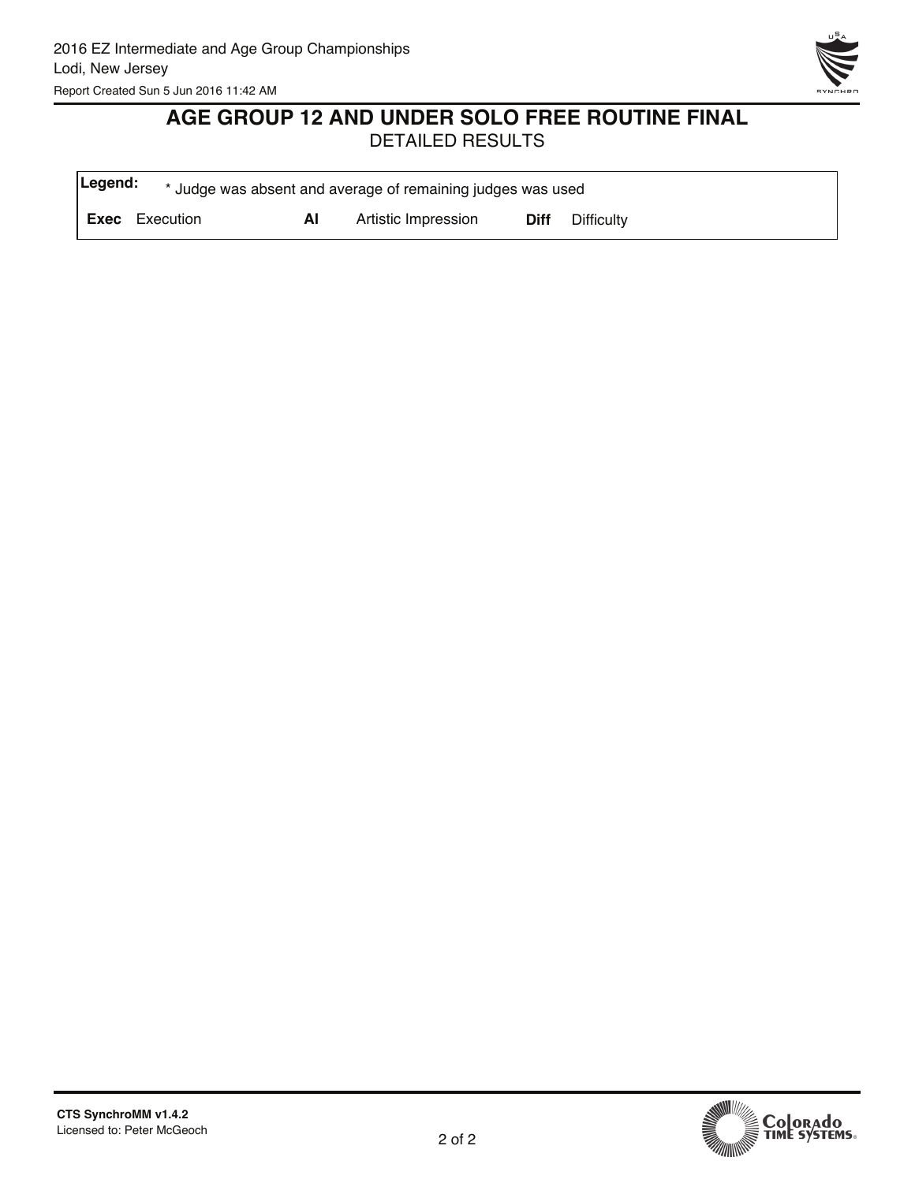2016 EZ Intermediate and Age Group Championships
Lodi, New Jersey
Report Created Sun 5 Jun 2016 11:42 AM

# AGE GROUP 12 AND UNDER SOLO FREE ROUTINE FINAL

DETAILED RESULTS

| **Legend:** | * Judge was absent and average of remaining judges was used | | | | |
|---|---|---|---|---|---|
| **Exec** | Execution | **AI** | Artistic Impression | **Diff** | Difficulty |

**CTS SynchroMM v1.4.2**
Licensed to: Peter McGeoch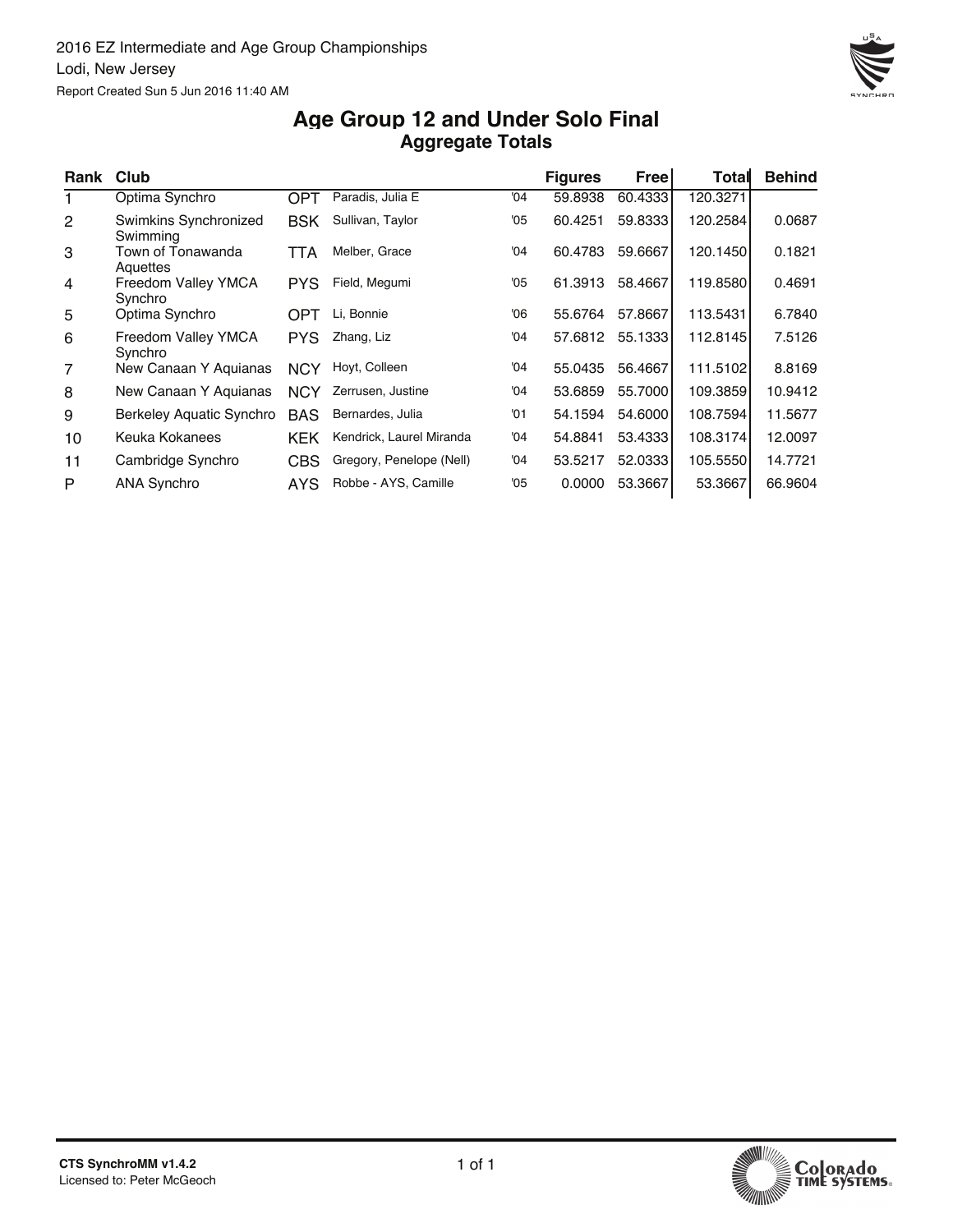2016 EZ Intermediate and Age Group Championships

Lodi, New Jersey

Report Created Sun 5 Jun 2016 11:40 AM

# Age Group 12 and Under Solo Final

## Aggregate Totals

| Rank | Club | | | | Figures | Free | Total | Behind |
|---|---|---|---|---|---|---|---|---|
| 1 | Optima Synchro | OPT | Paradis, Julia E | '04 | 59.8938 | 60.4333 | 120.3271 | |
| 2 | Swimkins Synchronized Swimming | BSK | Sullivan, Taylor | '05 | 60.4251 | 59.8333 | 120.2584 | 0.0687 |
| 3 | Town of Tonawanda Aquettes | TTA | Melber, Grace | '04 | 60.4783 | 59.6667 | 120.1450 | 0.1821 |
| 4 | Freedom Valley YMCA Synchro | PYS | Field, Megumi | '05 | 61.3913 | 58.4667 | 119.8580 | 0.4691 |
| 5 | Optima Synchro | OPT | Li, Bonnie | '06 | 55.6764 | 57.8667 | 113.5431 | 6.7840 |
| 6 | Freedom Valley YMCA Synchro | PYS | Zhang, Liz | '04 | 57.6812 | 55.1333 | 112.8145 | 7.5126 |
| 7 | New Canaan Y Aquianas | NCY | Hoyt, Colleen | '04 | 55.0435 | 56.4667 | 111.5102 | 8.8169 |
| 8 | New Canaan Y Aquianas | NCY | Zerrusen, Justine | '04 | 53.6859 | 55.7000 | 109.3859 | 10.9412 |
| 9 | Berkeley Aquatic Synchro | BAS | Bernardes, Julia | '01 | 54.1594 | 54.6000 | 108.7594 | 11.5677 |
| 10 | Keuka Kokanees | KEK | Kendrick, Laurel Miranda | '04 | 54.8841 | 53.4333 | 108.3174 | 12.0097 |
| 11 | Cambridge Synchro | CBS | Gregory, Penelope (Nell) | '04 | 53.5217 | 52.0333 | 105.5550 | 14.7721 |
| P | ANA Synchro | AYS | Robbe - AYS, Camille | '05 | 0.0000 | 53.3667 | 53.3667 | 66.9604 |

CTS SynchroMM v1.4.2
Licensed to: Peter McGeoch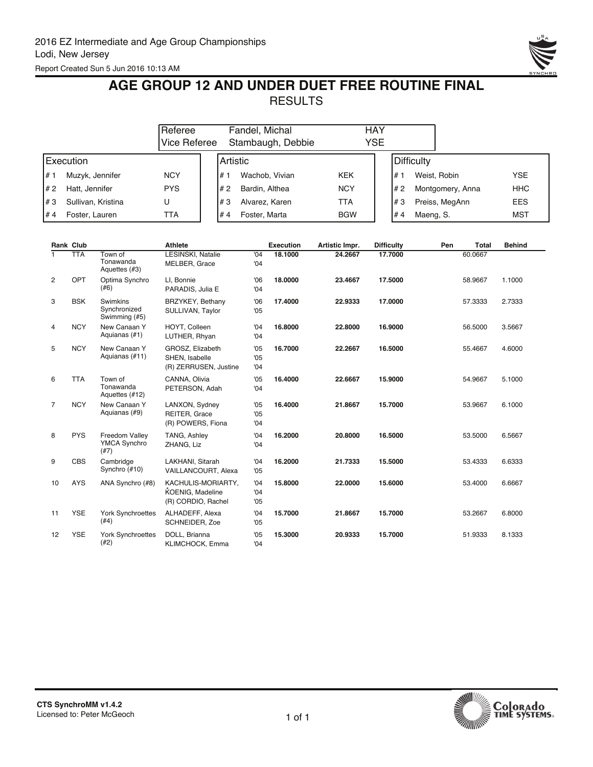2016 EZ Intermediate and Age Group Championships
Lodi, New Jersey
Report Created Sun 5 Jun 2016 10:13 AM

# AGE GROUP 12 AND UNDER DUET FREE ROUTINE FINAL

## RESULTS

| | | |
|---|---|---|
| Referee | Fandel, Michal | HAY |
| Vice Referee | Stambaugh, Debbie | YSE |

| Execution | | | Artistic | | | Difficulty | | |
|---|---|---|---|---|---|---|---|---|
| # 1 | Muzyk, Jennifer | NCY | # 1 | Wachob, Vivian | KEK | # 1 | Weist, Robin | YSE |
| # 2 | Hatt, Jennifer | PYS | # 2 | Bardin, Althea | NCY | # 2 | Montgomery, Anna | HHC |
| # 3 | Sullivan, Kristina | U | # 3 | Alvarez, Karen | TTA | # 3 | Preiss, MegAnn | EES |
| # 4 | Foster, Lauren | TTA | # 4 | Foster, Marta | BGW | # 4 | Maeng, S. | MST |

| Rank | Club | | Athlete | | Execution | Artistic Impr. | Difficulty | Pen | Total | Behind |
|---|---|---|---|---|---|---|---|---|---|---|
| 1 | TTA | Town of Tonawanda Aquettes (#3) | LESINSKI, Natalie<br>MELBER, Grace | '04<br>'04 | **18.1000** | **24.2667** | **17.7000** | | 60.0667 | |
| 2 | OPT | Optima Synchro (#6) | LI, Bonnie<br>PARADIS, Julia E | '06<br>'04 | **18.0000** | **23.4667** | **17.5000** | | 58.9667 | 1.1000 |
| 3 | BSK | Swimkins Synchronized Swimming (#5) | BRZYKEY, Bethany<br>SULLIVAN, Taylor | '06<br>'05 | **17.4000** | **22.9333** | **17.0000** | | 57.3333 | 2.7333 |
| 4 | NCY | New Canaan Y Aquianas (#1) | HOYT, Colleen<br>LUTHER, Rhyan | '04<br>'04 | **16.8000** | **22.8000** | **16.9000** | | 56.5000 | 3.5667 |
| 5 | NCY | New Canaan Y Aquianas (#11) | GROSZ, Elizabeth<br>SHEN, Isabelle<br>(R) ZERRUSEN, Justine | '05<br>'05<br>'04 | **16.7000** | **22.2667** | **16.5000** | | 55.4667 | 4.6000 |
| 6 | TTA | Town of Tonawanda Aquettes (#12) | CANNA, Olivia<br>PETERSON, Adah | '05<br>'04 | **16.4000** | **22.6667** | **15.9000** | | 54.9667 | 5.1000 |
| 7 | NCY | New Canaan Y Aquianas (#9) | LANXON, Sydney<br>REITER, Grace<br>(R) POWERS, Fiona | '05<br>'05<br>'04 | **16.4000** | **21.8667** | **15.7000** | | 53.9667 | 6.1000 |
| 8 | PYS | Freedom Valley YMCA Synchro (#7) | TANG, Ashley<br>ZHANG, Liz | '04<br>'04 | **16.2000** | **20.8000** | **16.5000** | | 53.5000 | 6.5667 |
| 9 | CBS | Cambridge Synchro (#10) | LAKHANI, Sitarah<br>VAILLANCOURT, Alexa | '04<br>'05 | **16.2000** | **21.7333** | **15.5000** | | 53.4333 | 6.6333 |
| 10 | AYS | ANA Synchro (#8) | KACHULIS-MORIARTY,<br>KOENIG, Madeline<br>(R) CORDIO, Rachel | '04<br>'04<br>'05 | **15.8000** | **22.0000** | **15.6000** | | 53.4000 | 6.6667 |
| 11 | YSE | York Synchroettes (#4) | ALHADEFF, Alexa<br>SCHNEIDER, Zoe | '04<br>'05 | **15.7000** | **21.8667** | **15.7000** | | 53.2667 | 6.8000 |
| 12 | YSE | York Synchroettes (#2) | DOLL, Brianna<br>KLIMCHOCK, Emma | '05<br>'04 | **15.3000** | **20.9333** | **15.7000** | | 51.9333 | 8.1333 |

CTS SynchroMM v1.4.2
Licensed to: Peter McGeoch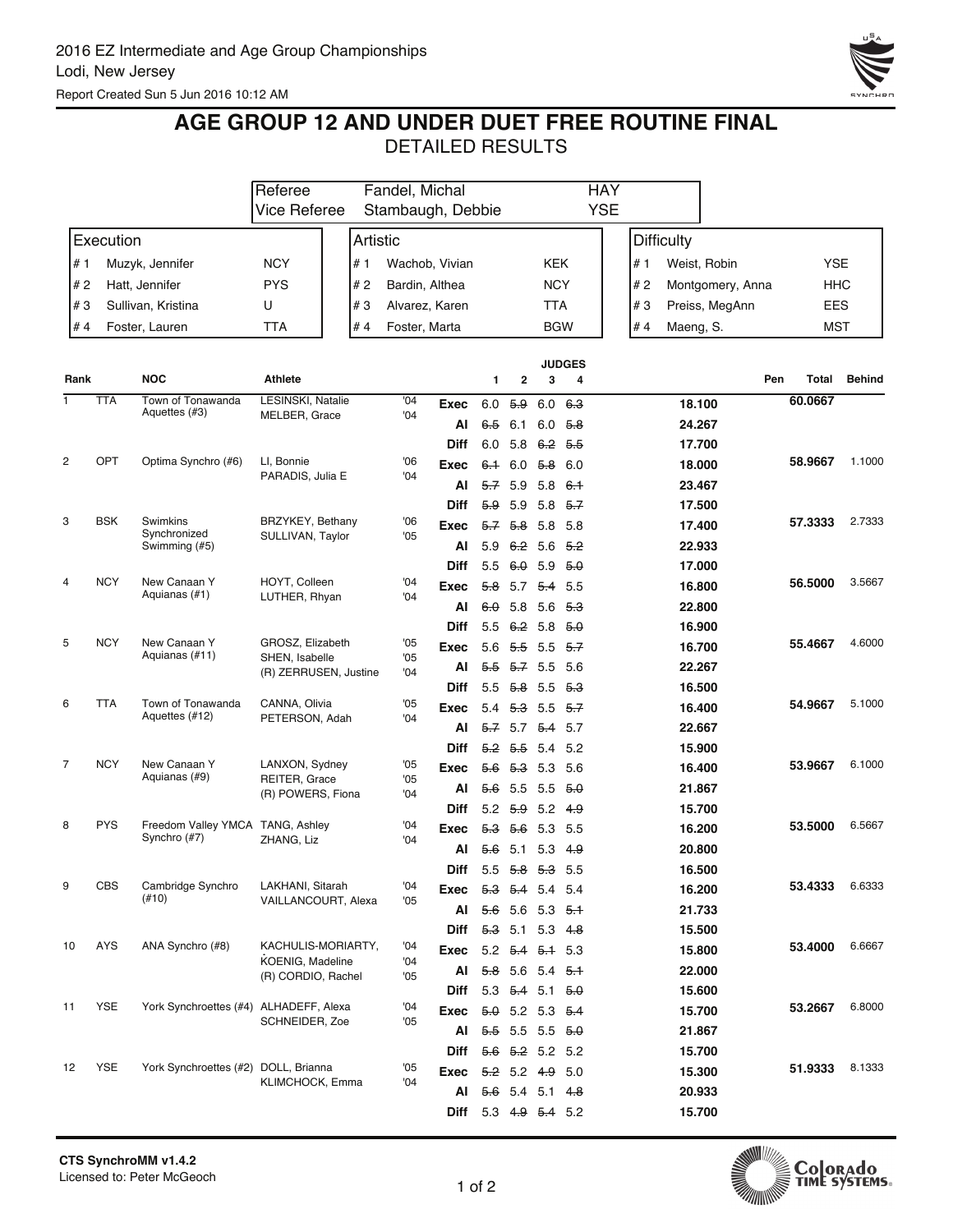2016 EZ Intermediate and Age Group Championships
Lodi, New Jersey
Report Created Sun 5 Jun 2016 10:12 AM

# AGE GROUP 12 AND UNDER DUET FREE ROUTINE FINAL
## DETAILED RESULTS

| | | |
|---|---|---|
| Referee | Fandel, Michal | HAY |
| Vice Referee | Stambaugh, Debbie | YSE |

| Execution | | Artistic | | Difficulty | |
|---|---|---|---|---|---|
| # 1 Muzyk, Jennifer | NCY | # 1 Wachob, Vivian | KEK | # 1 Weist, Robin | YSE |
| # 2 Hatt, Jennifer | PYS | # 2 Bardin, Althea | NCY | # 2 Montgomery, Anna | HHC |
| # 3 Sullivan, Kristina | U | # 3 Alvarez, Karen | TTA | # 3 Preiss, MegAnn | EES |
| # 4 Foster, Lauren | TTA | # 4 Foster, Marta | BGW | # 4 Maeng, S. | MST |

| Rank | NOC | | Athlete | | | Judge 1 | Judge 2 | Judge 3 | Judge 4 | | Pen | Total | Behind |
|---|---|---|---|---|---|---|---|---|---|---|---|---|---|
| 1 | TTA | Town of Tonawanda Aquettes (#3) | LESINSKI, Natalie<br>MELBER, Grace | '04<br>'04 | Exec | 6.0 | ~~5.9~~ | 6.0 | ~~6.3~~ | 18.100 | | 60.0667 | |
| | | | | | AI | ~~6.5~~ | 6.1 | 6.0 | ~~5.8~~ | 24.267 | | | |
| | | | | | Diff | 6.0 | 5.8 | ~~6.2~~ | ~~5.5~~ | 17.700 | | | |
| 2 | OPT | Optima Synchro (#6) | LI, Bonnie<br>PARADIS, Julia E | '06<br>'04 | Exec | ~~6.1~~ | 6.0 | ~~5.8~~ | 6.0 | 18.000 | | 58.9667 | 1.1000 |
| | | | | | AI | ~~5.7~~ | 5.9 | 5.8 | ~~6.1~~ | 23.467 | | | |
| | | | | | Diff | ~~5.9~~ | 5.9 | 5.8 | ~~5.7~~ | 17.500 | | | |
| 3 | BSK | Swimkins Synchronized Swimming (#5) | BRZYKEY, Bethany<br>SULLIVAN, Taylor | '06<br>'05 | Exec | ~~5.7~~ | ~~5.8~~ | 5.8 | 5.8 | 17.400 | | 57.3333 | 2.7333 |
| | | | | | AI | 5.9 | ~~6.2~~ | 5.6 | ~~5.2~~ | 22.933 | | | |
| | | | | | Diff | 5.5 | ~~6.0~~ | 5.9 | ~~5.0~~ | 17.000 | | | |
| 4 | NCY | New Canaan Y Aquianas (#1) | HOYT, Colleen<br>LUTHER, Rhyan | '04<br>'04 | Exec | ~~5.8~~ | 5.7 | ~~5.4~~ | 5.5 | 16.800 | | 56.5000 | 3.5667 |
| | | | | | AI | ~~6.0~~ | 5.8 | 5.6 | ~~5.3~~ | 22.800 | | | |
| | | | | | Diff | 5.5 | ~~6.2~~ | 5.8 | ~~5.0~~ | 16.900 | | | |
| 5 | NCY | New Canaan Y Aquianas (#11) | GROSZ, Elizabeth<br>SHEN, Isabelle<br>(R) ZERRUSEN, Justine | '05<br>'05<br>'04 | Exec | 5.6 | ~~5.5~~ | 5.5 | ~~5.7~~ | 16.700 | | 55.4667 | 4.6000 |
| | | | | | AI | ~~5.5~~ | ~~5.7~~ | 5.5 | 5.6 | 22.267 | | | |
| | | | | | Diff | 5.5 | ~~5.8~~ | 5.5 | ~~5.3~~ | 16.500 | | | |
| 6 | TTA | Town of Tonawanda Aquettes (#12) | CANNA, Olivia<br>PETERSON, Adah | '05<br>'04 | Exec | 5.4 | ~~5.3~~ | 5.5 | ~~5.7~~ | 16.400 | | 54.9667 | 5.1000 |
| | | | | | AI | ~~5.7~~ | 5.7 | ~~5.4~~ | 5.7 | 22.667 | | | |
| | | | | | Diff | ~~5.2~~ | ~~5.5~~ | 5.4 | 5.2 | 15.900 | | | |
| 7 | NCY | New Canaan Y Aquianas (#9) | LANXON, Sydney<br>REITER, Grace<br>(R) POWERS, Fiona | '05<br>'05<br>'04 | Exec | ~~5.6~~ | ~~5.3~~ | 5.3 | 5.6 | 16.400 | | 53.9667 | 6.1000 |
| | | | | | AI | ~~5.6~~ | 5.5 | 5.5 | ~~5.0~~ | 21.867 | | | |
| | | | | | Diff | 5.2 | ~~5.9~~ | 5.2 | ~~4.9~~ | 15.700 | | | |
| 8 | PYS | Freedom Valley YMCA Synchro (#7) | TANG, Ashley<br>ZHANG, Liz | '04<br>'04 | Exec | ~~5.3~~ | ~~5.6~~ | 5.3 | 5.5 | 16.200 | | 53.5000 | 6.5667 |
| | | | | | AI | ~~5.6~~ | 5.1 | 5.3 | ~~4.9~~ | 20.800 | | | |
| | | | | | Diff | 5.5 | ~~5.8~~ | ~~5.3~~ | 5.5 | 16.500 | | | |
| 9 | CBS | Cambridge Synchro (#10) | LAKHANI, Sitarah<br>VAILLANCOURT, Alexa | '04<br>'05 | Exec | ~~5.3~~ | ~~5.4~~ | 5.4 | 5.4 | 16.200 | | 53.4333 | 6.6333 |
| | | | | | AI | ~~5.6~~ | 5.6 | 5.3 | ~~5.1~~ | 21.733 | | | |
| | | | | | Diff | ~~5.3~~ | 5.1 | 5.3 | ~~4.8~~ | 15.500 | | | |
| 10 | AYS | ANA Synchro (#8) | KACHULIS-MORIARTY, KOENIG, Madeline<br>(R) CORDIO, Rachel | '04<br>'04<br>'05 | Exec | 5.2 | ~~5.4~~ | ~~5.1~~ | 5.3 | 15.800 | | 53.4000 | 6.6667 |
| | | | | | AI | ~~5.8~~ | 5.6 | 5.4 | ~~5.1~~ | 22.000 | | | |
| | | | | | Diff | 5.3 | ~~5.4~~ | 5.1 | ~~5.0~~ | 15.600 | | | |
| 11 | YSE | York Synchroettes (#4) | ALHADEFF, Alexa<br>SCHNEIDER, Zoe | '04<br>'05 | Exec | ~~5.0~~ | 5.2 | 5.3 | ~~5.4~~ | 15.700 | | 53.2667 | 6.8000 |
| | | | | | AI | ~~5.5~~ | 5.5 | 5.5 | ~~5.0~~ | 21.867 | | | |
| | | | | | Diff | ~~5.6~~ | ~~5.2~~ | 5.2 | 5.2 | 15.700 | | | |
| 12 | YSE | York Synchroettes (#2) | DOLL, Brianna<br>KLIMCHOCK, Emma | '05<br>'04 | Exec | ~~5.2~~ | 5.2 | ~~4.9~~ | 5.0 | 15.300 | | 51.9333 | 8.1333 |
| | | | | | AI | ~~5.6~~ | 5.4 | 5.1 | ~~4.8~~ | 20.933 | | | |
| | | | | | Diff | 5.3 | ~~4.9~~ | ~~5.4~~ | 5.2 | 15.700 | | | |

**CTS SynchroMM v1.4.2**
Licensed to: Peter McGeoch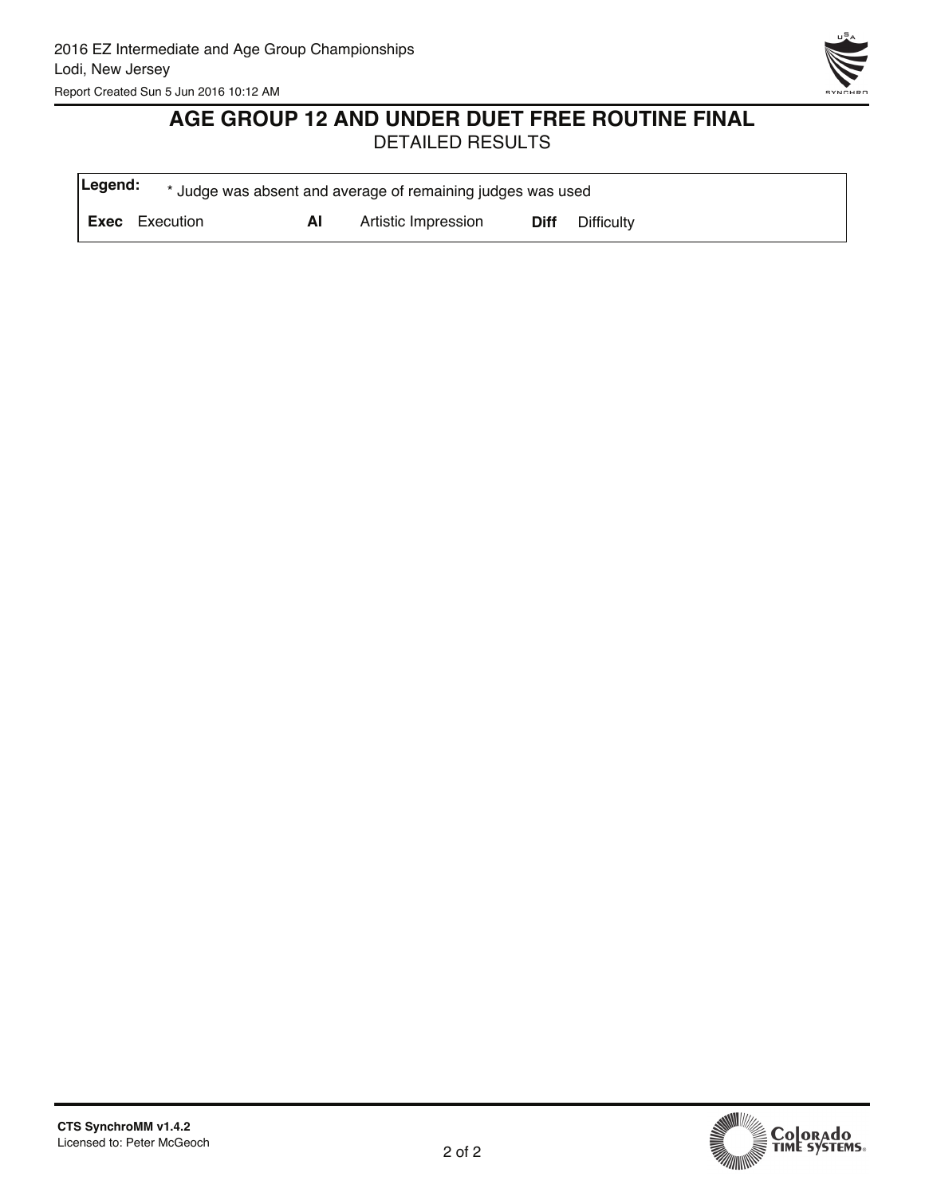## AGE GROUP 12 AND UNDER DUET FREE ROUTINE FINAL

DETAILED RESULTS

| **Legend:** | * Judge was absent and average of remaining judges was used | | | | |
|---|---|---|---|---|---|
| **Exec** | Execution | **AI** | Artistic Impression | **Diff** | Difficulty |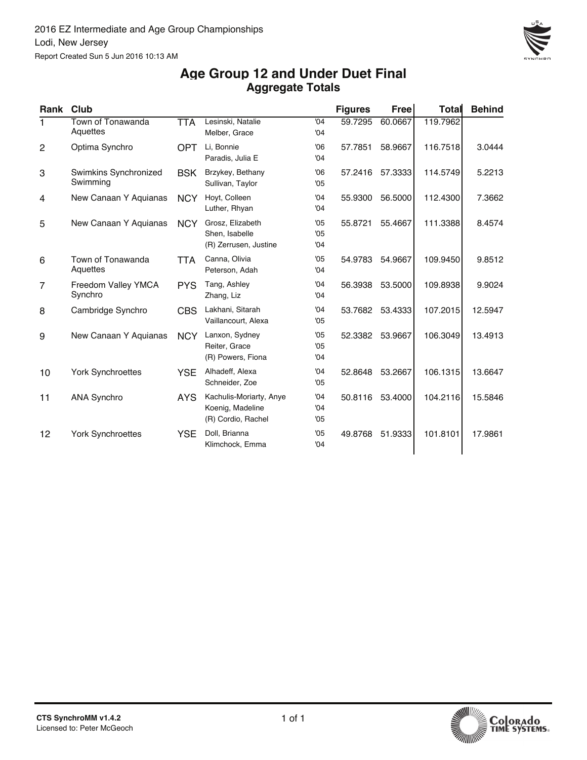2016 EZ Intermediate and Age Group Championships
Lodi, New Jersey
Report Created Sun 5 Jun 2016 10:13 AM

# Age Group 12 and Under Duet Final
## Aggregate Totals

| Rank | Club | | | | Figures | Free | Total | Behind |
|---|---|---|---|---|---|---|---|---|
| 1 | Town of Tonawanda Aquettes | TTA | Lesinski, Natalie<br>Melber, Grace | '04<br>'04 | 59.7295 | 60.0667 | 119.7962 | |
| 2 | Optima Synchro | OPT | Li, Bonnie<br>Paradis, Julia E | '06<br>'04 | 57.7851 | 58.9667 | 116.7518 | 3.0444 |
| 3 | Swimkins Synchronized Swimming | BSK | Brzykey, Bethany<br>Sullivan, Taylor | '06<br>'05 | 57.2416 | 57.3333 | 114.5749 | 5.2213 |
| 4 | New Canaan Y Aquianas | NCY | Hoyt, Colleen<br>Luther, Rhyan | '04<br>'04 | 55.9300 | 56.5000 | 112.4300 | 7.3662 |
| 5 | New Canaan Y Aquianas | NCY | Grosz, Elizabeth<br>Shen, Isabelle<br>(R) Zerrusen, Justine | '05<br>'05<br>'04 | 55.8721 | 55.4667 | 111.3388 | 8.4574 |
| 6 | Town of Tonawanda Aquettes | TTA | Canna, Olivia<br>Peterson, Adah | '05<br>'04 | 54.9783 | 54.9667 | 109.9450 | 9.8512 |
| 7 | Freedom Valley YMCA Synchro | PYS | Tang, Ashley<br>Zhang, Liz | '04<br>'04 | 56.3938 | 53.5000 | 109.8938 | 9.9024 |
| 8 | Cambridge Synchro | CBS | Lakhani, Sitarah<br>Vaillancourt, Alexa | '04<br>'05 | 53.7682 | 53.4333 | 107.2015 | 12.5947 |
| 9 | New Canaan Y Aquianas | NCY | Lanxon, Sydney<br>Reiter, Grace<br>(R) Powers, Fiona | '05<br>'05<br>'04 | 52.3382 | 53.9667 | 106.3049 | 13.4913 |
| 10 | York Synchroettes | YSE | Alhadeff, Alexa<br>Schneider, Zoe | '04<br>'05 | 52.8648 | 53.2667 | 106.1315 | 13.6647 |
| 11 | ANA Synchro | AYS | Kachulis-Moriarty, Anye<br>Koenig, Madeline<br>(R) Cordio, Rachel | '04<br>'04<br>'05 | 50.8116 | 53.4000 | 104.2116 | 15.5846 |
| 12 | York Synchroettes | YSE | Doll, Brianna<br>Klimchock, Emma | '05<br>'04 | 49.8768 | 51.9333 | 101.8101 | 17.9861 |

CTS SynchroMM v1.4.2
Licensed to: Peter McGeoch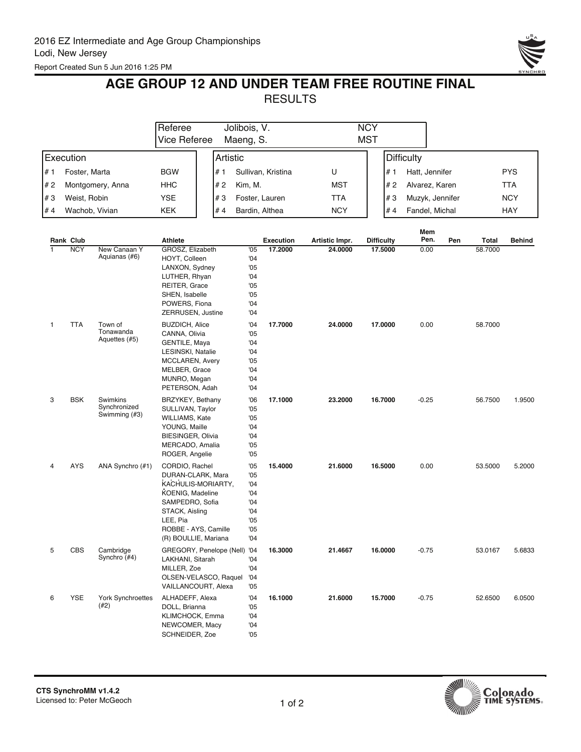2016 EZ Intermediate and Age Group Championships
Lodi, New Jersey
Report Created Sun 5 Jun 2016 1:25 PM

# AGE GROUP 12 AND UNDER TEAM FREE ROUTINE FINAL

## RESULTS

| | | |
|---|---|---|
| Referee | Jolibois, V. | NCY |
| Vice Referee | Maeng, S. | MST |

| Execution | | | Artistic | | | Difficulty | | |
|---|---|---|---|---|---|---|---|---|
| # 1 | Foster, Marta | BGW | # 1 | Sullivan, Kristina | U | # 1 | Hatt, Jennifer | PYS |
| # 2 | Montgomery, Anna | HHC | # 2 | Kim, M. | MST | # 2 | Alvarez, Karen | TTA |
| # 3 | Weist, Robin | YSE | # 3 | Foster, Lauren | TTA | # 3 | Muzyk, Jennifer | NCY |
| # 4 | Wachob, Vivian | KEK | # 4 | Bardin, Althea | NCY | # 4 | Fandel, Michal | HAY |

| Rank | Club | | Athlete | | Execution | Artistic Impr. | Difficulty | Mem Pen. | Pen | Total | Behind |
|---|---|---|---|---|---|---|---|---|---|---|---|
| 1 | NCY | New Canaan Y Aquianas (#6) | GROSZ, Elizabeth | '05 | 17.2000 | 24.0000 | 17.5000 | 0.00 | | 58.7000 | |
| | | | HOYT, Colleen | '04 | | | | | | | |
| | | | LANXON, Sydney | '05 | | | | | | | |
| | | | LUTHER, Rhyan | '04 | | | | | | | |
| | | | REITER, Grace | '05 | | | | | | | |
| | | | SHEN, Isabelle | '05 | | | | | | | |
| | | | POWERS, Fiona | '04 | | | | | | | |
| | | | ZERRUSEN, Justine | '04 | | | | | | | |
| 1 | TTA | Town of Tonawanda Aquettes (#5) | BUZDICH, Alice | '04 | 17.7000 | 24.0000 | 17.0000 | 0.00 | | 58.7000 | |
| | | | CANNA, Olivia | '05 | | | | | | | |
| | | | GENTILE, Maya | '04 | | | | | | | |
| | | | LESINSKI, Natalie | '04 | | | | | | | |
| | | | MCCLAREN, Avery | '05 | | | | | | | |
| | | | MELBER, Grace | '04 | | | | | | | |
| | | | MUNRO, Megan | '04 | | | | | | | |
| | | | PETERSON, Adah | '04 | | | | | | | |
| 3 | BSK | Swimkins Synchronized Swimming (#3) | BRZYKEY, Bethany | '06 | 17.1000 | 23.2000 | 16.7000 | -0.25 | | 56.7500 | 1.9500 |
| | | | SULLIVAN, Taylor | '05 | | | | | | | |
| | | | WILLIAMS, Kate | '05 | | | | | | | |
| | | | YOUNG, Maille | '04 | | | | | | | |
| | | | BIESINGER, Olivia | '04 | | | | | | | |
| | | | MERCADO, Amalia | '05 | | | | | | | |
| | | | ROGER, Angelie | '05 | | | | | | | |
| 4 | AYS | ANA Synchro (#1) | CORDIO, Rachel | '05 | 15.4000 | 21.6000 | 16.5000 | 0.00 | | 53.5000 | 5.2000 |
| | | | DURAN-CLARK, Mara | '05 | | | | | | | |
| | | | KACHULIS-MORIARTY, | '04 | | | | | | | |
| | | | KOENIG, Madeline | '04 | | | | | | | |
| | | | SAMPEDRO, Sofia | '04 | | | | | | | |
| | | | STACK, Aisling | '04 | | | | | | | |
| | | | LEE, Pia | '05 | | | | | | | |
| | | | ROBBE - AYS, Camille | '05 | | | | | | | |
| | | | (R) BOULLIE, Mariana | '04 | | | | | | | |
| 5 | CBS | Cambridge Synchro (#4) | GREGORY, Penelope (Nell) | '04 | 16.3000 | 21.4667 | 16.0000 | -0.75 | | 53.0167 | 5.6833 |
| | | | LAKHANI, Sitarah | '04 | | | | | | | |
| | | | MILLER, Zoe | '04 | | | | | | | |
| | | | OLSEN-VELASCO, Raquel | '04 | | | | | | | |
| | | | VAILLANCOURT, Alexa | '05 | | | | | | | |
| 6 | YSE | York Synchroettes (#2) | ALHADEFF, Alexa | '04 | 16.1000 | 21.6000 | 15.7000 | -0.75 | | 52.6500 | 6.0500 |
| | | | DOLL, Brianna | '05 | | | | | | | |
| | | | KLIMCHOCK, Emma | '04 | | | | | | | |
| | | | NEWCOMER, Macy | '04 | | | | | | | |
| | | | SCHNEIDER, Zoe | '05 | | | | | | | |

CTS SynchroMM v1.4.2
Licensed to: Peter McGeoch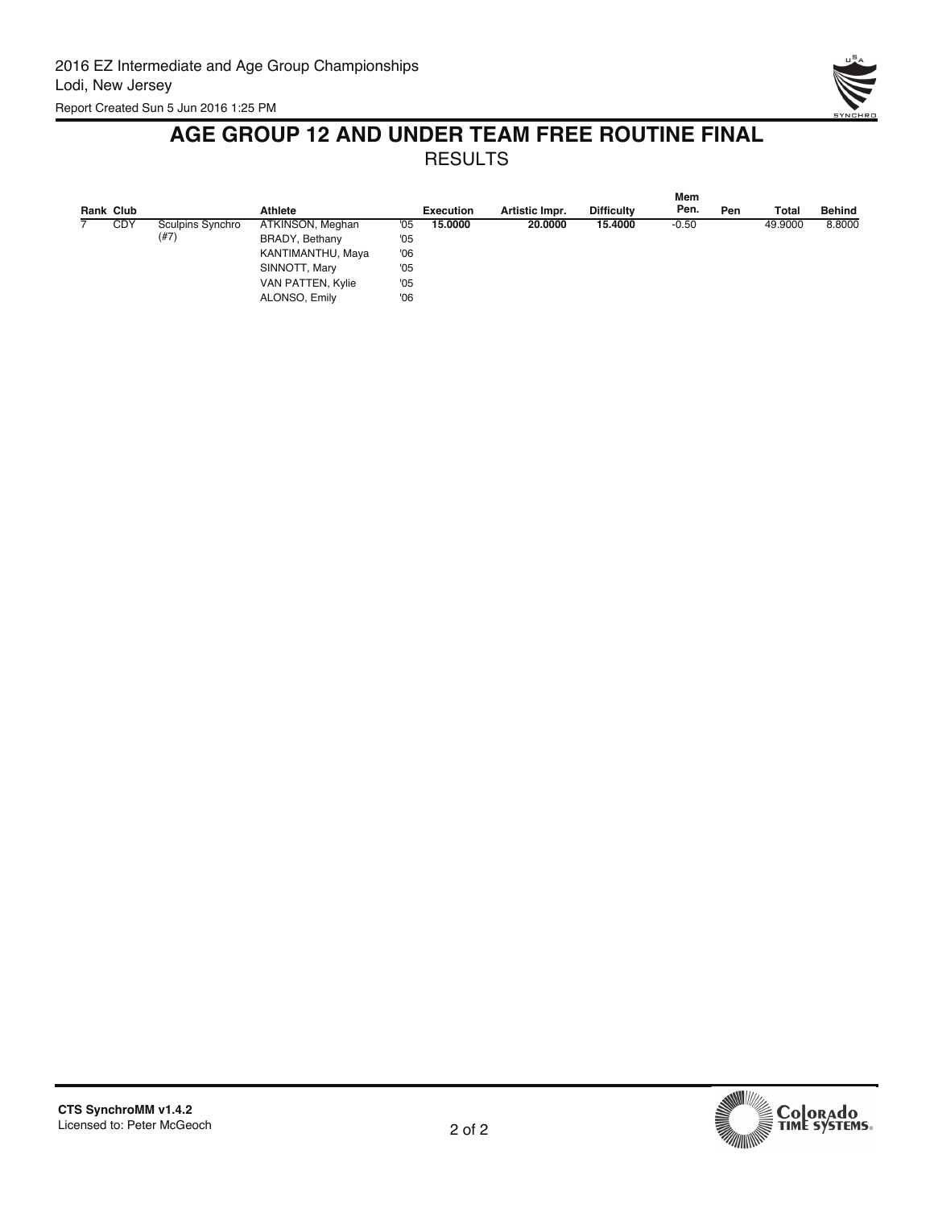2016 EZ Intermediate and Age Group Championships
Lodi, New Jersey
Report Created Sun 5 Jun 2016 1:25 PM

# AGE GROUP 12 AND UNDER TEAM FREE ROUTINE FINAL

## RESULTS

| Rank | Club | | Athlete | | Execution | Artistic Impr. | Difficulty | Mem Pen. | Pen | Total | Behind |
|---|---|---|---|---|---|---|---|---|---|---|---|
| 7 | CDY | Sculpins Synchro (#7) | ATKINSON, Meghan | '05 | **15.0000** | **20.0000** | **15.4000** | -0.50 | | 49.9000 | 8.8000 |
| | | | BRADY, Bethany | '05 | | | | | | | |
| | | | KANTIMANTHU, Maya | '06 | | | | | | | |
| | | | SINNOTT, Mary | '05 | | | | | | | |
| | | | VAN PATTEN, Kylie | '05 | | | | | | | |
| | | | ALONSO, Emily | '06 | | | | | | | |

CTS SynchroMM v1.4.2
Licensed to: Peter McGeoch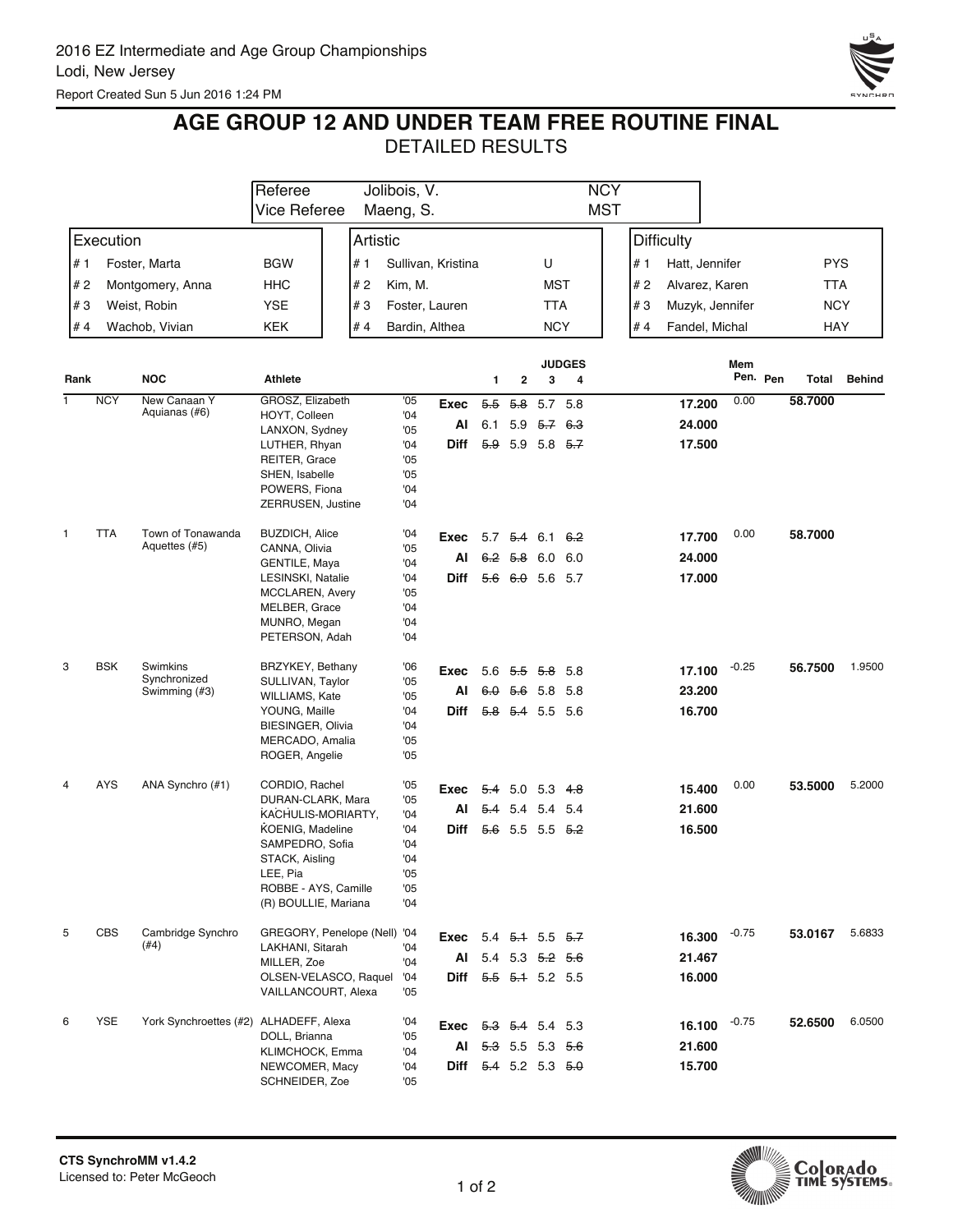2016 EZ Intermediate and Age Group Championships
Lodi, New Jersey
Report Created Sun 5 Jun 2016 1:24 PM

# AGE GROUP 12 AND UNDER TEAM FREE ROUTINE FINAL

## DETAILED RESULTS

| | | |
|---|---|---|
| Referee | Jolibois, V. | NCY |
| Vice Referee | Maeng, S. | MST |

| Execution | | | Artistic | | | Difficulty | | |
|---|---|---|---|---|---|---|---|---|
| # 1 | Foster, Marta | BGW | # 1 | Sullivan, Kristina | U | # 1 | Hatt, Jennifer | PYS |
| # 2 | Montgomery, Anna | HHC | # 2 | Kim, M. | MST | # 2 | Alvarez, Karen | TTA |
| # 3 | Weist, Robin | YSE | # 3 | Foster, Lauren | TTA | # 3 | Muzyk, Jennifer | NCY |
| # 4 | Wachob, Vivian | KEK | # 4 | Bardin, Althea | NCY | # 4 | Fandel, Michal | HAY |

| Rank | NOC | | Athlete | | | Judge 1 | Judge 2 | Judge 3 | Judge 4 | | Mem Pen. | Pen | Total | Behind |
|---|---|---|---|---|---|---|---|---|---|---|---|---|---|---|
| 1 | NCY | New Canaan Y Aquianas (#6) | GROSZ, Elizabeth | '05 | Exec | ~~5.5~~ | ~~5.8~~ | 5.7 | 5.8 | 17.200 | 0.00 | | 58.7000 | |
| | | | HOYT, Colleen | '04 | AI | 6.1 | 5.9 | ~~5.7~~ | ~~6.3~~ | 24.000 | | | | |
| | | | LANXON, Sydney | '05 | Diff | ~~5.9~~ | 5.9 | 5.8 | ~~5.7~~ | 17.500 | | | | |
| | | | LUTHER, Rhyan | '04 | | | | | | | | | | |
| | | | REITER, Grace | '05 | | | | | | | | | | |
| | | | SHEN, Isabelle | '05 | | | | | | | | | | |
| | | | POWERS, Fiona | '04 | | | | | | | | | | |
| | | | ZERRUSEN, Justine | '04 | | | | | | | | | | |
| 1 | TTA | Town of Tonawanda Aquettes (#5) | BUZDICH, Alice | '04 | Exec | 5.7 | ~~5.4~~ | 6.1 | ~~6.2~~ | 17.700 | 0.00 | | 58.7000 | |
| | | | CANNA, Olivia | '05 | AI | ~~6.2~~ | ~~5.8~~ | 6.0 | 6.0 | 24.000 | | | | |
| | | | GENTILE, Maya | '04 | Diff | ~~5.6~~ | ~~6.0~~ | 5.6 | 5.7 | 17.000 | | | | |
| | | | LESINSKI, Natalie | '04 | | | | | | | | | | |
| | | | MCCLAREN, Avery | '05 | | | | | | | | | | |
| | | | MELBER, Grace | '04 | | | | | | | | | | |
| | | | MUNRO, Megan | '04 | | | | | | | | | | |
| | | | PETERSON, Adah | '04 | | | | | | | | | | |
| 3 | BSK | Swimkins Synchronized Swimming (#3) | BRZYKEY, Bethany | '06 | Exec | 5.6 | ~~5.5~~ | ~~5.8~~ | 5.8 | 17.100 | -0.25 | | 56.7500 | 1.9500 |
| | | | SULLIVAN, Taylor | '05 | AI | ~~6.0~~ | ~~5.6~~ | 5.8 | 5.8 | 23.200 | | | | |
| | | | WILLIAMS, Kate | '05 | Diff | ~~5.8~~ | ~~5.4~~ | 5.5 | 5.6 | 16.700 | | | | |
| | | | YOUNG, Maille | '04 | | | | | | | | | | |
| | | | BIESINGER, Olivia | '04 | | | | | | | | | | |
| | | | MERCADO, Amalia | '05 | | | | | | | | | | |
| | | | ROGER, Angelie | '05 | | | | | | | | | | |
| 4 | AYS | ANA Synchro (#1) | CORDIO, Rachel | '05 | Exec | ~~5.4~~ | 5.0 | 5.3 | ~~4.8~~ | 15.400 | 0.00 | | 53.5000 | 5.2000 |
| | | | DURAN-CLARK, Mara | '05 | AI | ~~5.4~~ | 5.4 | 5.4 | 5.4 | 21.600 | | | | |
| | | | KACHULIS-MORIARTY, | '04 | Diff | ~~5.6~~ | 5.5 | 5.5 | ~~5.2~~ | 16.500 | | | | |
| | | | KOENIG, Madeline | '04 | | | | | | | | | | |
| | | | SAMPEDRO, Sofia | '04 | | | | | | | | | | |
| | | | STACK, Aisling | '04 | | | | | | | | | | |
| | | | LEE, Pia | '05 | | | | | | | | | | |
| | | | ROBBE - AYS, Camille | '05 | | | | | | | | | | |
| | | | (R) BOULLIE, Mariana | '04 | | | | | | | | | | |
| 5 | CBS | Cambridge Synchro (#4) | GREGORY, Penelope (Nell) | '04 | Exec | 5.4 | ~~5.1~~ | 5.5 | ~~5.7~~ | 16.300 | -0.75 | | 53.0167 | 5.6833 |
| | | | LAKHANI, Sitarah | '04 | AI | 5.4 | 5.3 | ~~5.2~~ | ~~5.6~~ | 21.467 | | | | |
| | | | MILLER, Zoe | '04 | Diff | ~~5.5~~ | ~~5.1~~ | 5.2 | 5.5 | 16.000 | | | | |
| | | | OLSEN-VELASCO, Raquel | '04 | | | | | | | | | | |
| | | | VAILLANCOURT, Alexa | '05 | | | | | | | | | | |
| 6 | YSE | York Synchroettes (#2) | ALHADEFF, Alexa | '04 | Exec | ~~5.3~~ | ~~5.4~~ | 5.4 | 5.3 | 16.100 | -0.75 | | 52.6500 | 6.0500 |
| | | | DOLL, Brianna | '05 | AI | ~~5.3~~ | 5.5 | 5.3 | ~~5.6~~ | 21.600 | | | | |
| | | | KLIMCHOCK, Emma | '04 | Diff | ~~5.4~~ | 5.2 | 5.3 | ~~5.0~~ | 15.700 | | | | |
| | | | NEWCOMER, Macy | '04 | | | | | | | | | | |
| | | | SCHNEIDER, Zoe | '05 | | | | | | | | | | |

CTS SynchroMM v1.4.2
Licensed to: Peter McGeoch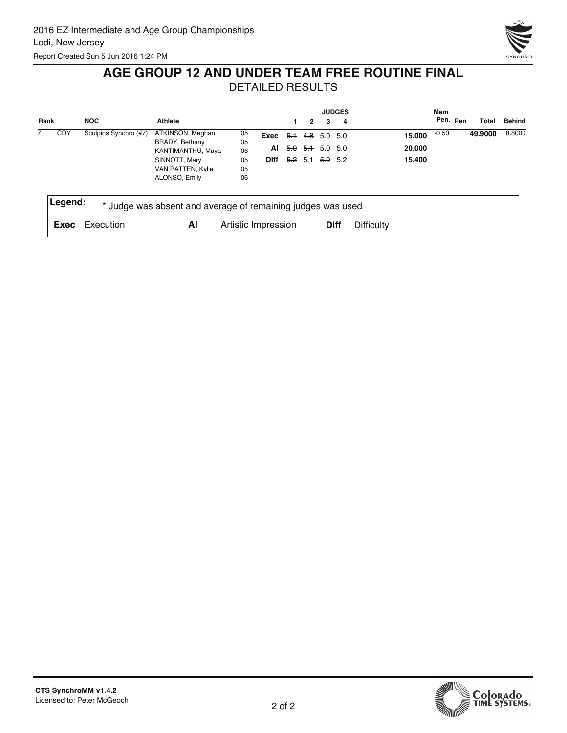2016 EZ Intermediate and Age Group Championships
Lodi, New Jersey
Report Created Sun 5 Jun 2016 1:24 PM

# AGE GROUP 12 AND UNDER TEAM FREE ROUTINE FINAL

## DETAILED RESULTS

| Rank | NOC | | Athlete | | | Judge 1 | Judge 2 | Judge 3 | Judge 4 | | Mem Pen. | Pen | Total | Behind |
|---|---|---|---|---|---|---|---|---|---|---|---|---|---|---|
| 7 | CDY | Sculpins Synchro (#7) | ATKINSON, Meghan | '05 | Exec | ~~5.1~~ | ~~4.8~~ | 5.0 | 5.0 | 15.000 | -0.50 | | 49.9000 | 8.8000 |
| | | | BRADY, Bethany | '05 | AI | ~~5.0~~ | ~~5.1~~ | 5.0 | 5.0 | 20.000 | | | | |
| | | | KANTIMANTHU, Maya | '06 | Diff | ~~5.2~~ | 5.1 | ~~5.0~~ | 5.2 | 15.400 | | | | |
| | | | SINNOTT, Mary | '05 | | | | | | | | | | |
| | | | VAN PATTEN, Kylie | '05 | | | | | | | | | | |
| | | | ALONSO, Emily | '06 | | | | | | | | | | |

**Legend:** * Judge was absent and average of remaining judges was used

**Exec** Execution **AI** Artistic Impression **Diff** Difficulty

CTS SynchroMM v1.4.2
Licensed to: Peter McGeoch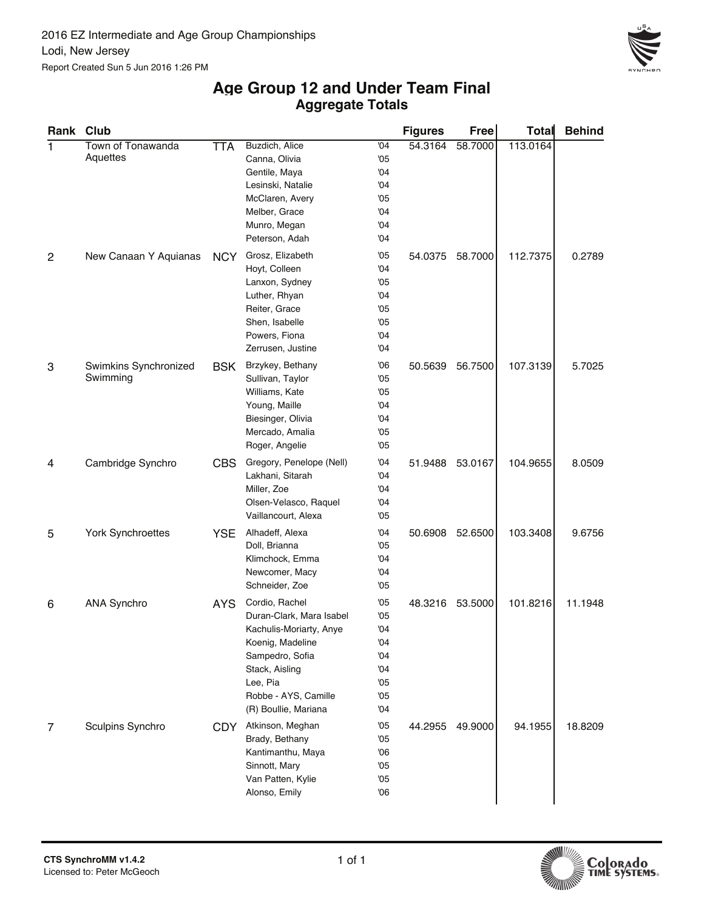2016 EZ Intermediate and Age Group Championships
Lodi, New Jersey
Report Created Sun 5 Jun 2016 1:26 PM

# Age Group 12 and Under Team Final
## Aggregate Totals

| Rank | Club | | Swimmers | | Figures | Free | Total | Behind |
|---|---|---|---|---|---|---|---|---|
| 1 | Town of Tonawanda Aquettes | TTA | Buzdich, Alice | '04 | 54.3164 | 58.7000 | 113.0164 | |
| | | | Canna, Olivia | '05 | | | | |
| | | | Gentile, Maya | '04 | | | | |
| | | | Lesinski, Natalie | '04 | | | | |
| | | | McClaren, Avery | '05 | | | | |
| | | | Melber, Grace | '04 | | | | |
| | | | Munro, Megan | '04 | | | | |
| | | | Peterson, Adah | '04 | | | | |
| 2 | New Canaan Y Aquianas | NCY | Grosz, Elizabeth | '05 | 54.0375 | 58.7000 | 112.7375 | 0.2789 |
| | | | Hoyt, Colleen | '04 | | | | |
| | | | Lanxon, Sydney | '05 | | | | |
| | | | Luther, Rhyan | '04 | | | | |
| | | | Reiter, Grace | '05 | | | | |
| | | | Shen, Isabelle | '05 | | | | |
| | | | Powers, Fiona | '04 | | | | |
| | | | Zerrusen, Justine | '04 | | | | |
| 3 | Swimkins Synchronized Swimming | BSK | Brzykey, Bethany | '06 | 50.5639 | 56.7500 | 107.3139 | 5.7025 |
| | | | Sullivan, Taylor | '05 | | | | |
| | | | Williams, Kate | '05 | | | | |
| | | | Young, Maille | '04 | | | | |
| | | | Biesinger, Olivia | '04 | | | | |
| | | | Mercado, Amalia | '05 | | | | |
| | | | Roger, Angelie | '05 | | | | |
| 4 | Cambridge Synchro | CBS | Gregory, Penelope (Nell) | '04 | 51.9488 | 53.0167 | 104.9655 | 8.0509 |
| | | | Lakhani, Sitarah | '04 | | | | |
| | | | Miller, Zoe | '04 | | | | |
| | | | Olsen-Velasco, Raquel | '04 | | | | |
| | | | Vaillancourt, Alexa | '05 | | | | |
| 5 | York Synchroettes | YSE | Alhadeff, Alexa | '04 | 50.6908 | 52.6500 | 103.3408 | 9.6756 |
| | | | Doll, Brianna | '05 | | | | |
| | | | Klimchock, Emma | '04 | | | | |
| | | | Newcomer, Macy | '04 | | | | |
| | | | Schneider, Zoe | '05 | | | | |
| 6 | ANA Synchro | AYS | Cordio, Rachel | '05 | 48.3216 | 53.5000 | 101.8216 | 11.1948 |
| | | | Duran-Clark, Mara Isabel | '05 | | | | |
| | | | Kachulis-Moriarty, Anye | '04 | | | | |
| | | | Koenig, Madeline | '04 | | | | |
| | | | Sampedro, Sofia | '04 | | | | |
| | | | Stack, Aisling | '04 | | | | |
| | | | Lee, Pia | '05 | | | | |
| | | | Robbe - AYS, Camille | '05 | | | | |
| | | | (R) Boullie, Mariana | '04 | | | | |
| 7 | Sculpins Synchro | CDY | Atkinson, Meghan | '05 | 44.2955 | 49.9000 | 94.1955 | 18.8209 |
| | | | Brady, Bethany | '05 | | | | |
| | | | Kantimanthu, Maya | '06 | | | | |
| | | | Sinnott, Mary | '05 | | | | |
| | | | Van Patten, Kylie | '05 | | | | |
| | | | Alonso, Emily | '06 | | | | |

CTS SynchroMM v1.4.2
Licensed to: Peter McGeoch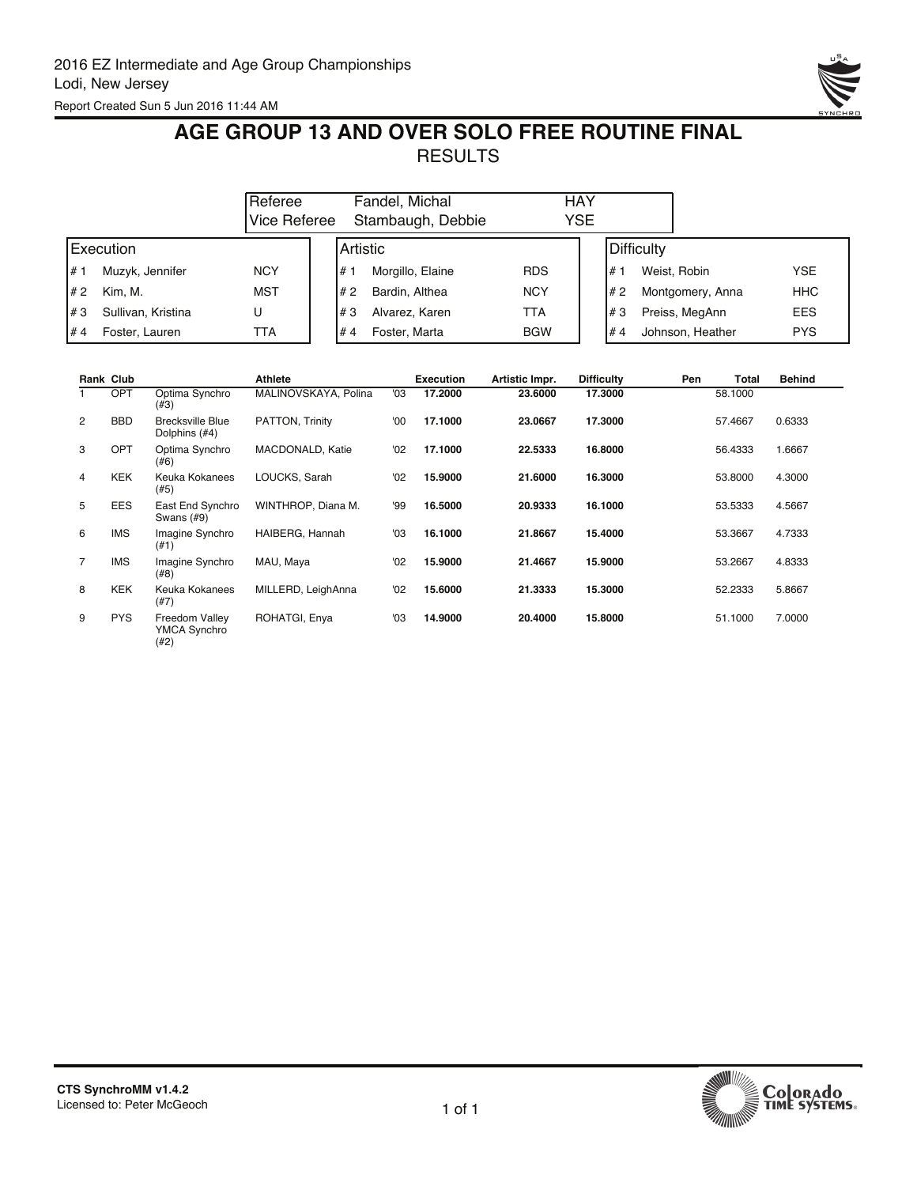2016 EZ Intermediate and Age Group Championships
Lodi, New Jersey
Report Created Sun 5 Jun 2016 11:44 AM

# AGE GROUP 13 AND OVER SOLO FREE ROUTINE FINAL

## RESULTS

| | | |
|---|---|---|
| Referee | Fandel, Michal | HAY |
| Vice Referee | Stambaugh, Debbie | YSE |

| Execution | | | Artistic | | | Difficulty | | |
|---|---|---|---|---|---|---|---|---|
| # 1 | Muzyk, Jennifer | NCY | # 1 | Morgillo, Elaine | RDS | # 1 | Weist, Robin | YSE |
| # 2 | Kim, M. | MST | # 2 | Bardin, Althea | NCY | # 2 | Montgomery, Anna | HHC |
| # 3 | Sullivan, Kristina | U | # 3 | Alvarez, Karen | TTA | # 3 | Preiss, MegAnn | EES |
| # 4 | Foster, Lauren | TTA | # 4 | Foster, Marta | BGW | # 4 | Johnson, Heather | PYS |

| Rank | Club | | Athlete | | Execution | Artistic Impr. | Difficulty | Pen | Total | Behind |
|---|---|---|---|---|---|---|---|---|---|---|
| 1 | OPT | Optima Synchro (#3) | MALINOVSKAYA, Polina | '03 | **17.2000** | **23.6000** | **17.3000** | | 58.1000 | |
| 2 | BBD | Brecksville Blue Dolphins (#4) | PATTON, Trinity | '00 | **17.1000** | **23.0667** | **17.3000** | | 57.4667 | 0.6333 |
| 3 | OPT | Optima Synchro (#6) | MACDONALD, Katie | '02 | **17.1000** | **22.5333** | **16.8000** | | 56.4333 | 1.6667 |
| 4 | KEK | Keuka Kokanees (#5) | LOUCKS, Sarah | '02 | **15.9000** | **21.6000** | **16.3000** | | 53.8000 | 4.3000 |
| 5 | EES | East End Synchro Swans (#9) | WINTHROP, Diana M. | '99 | **16.5000** | **20.9333** | **16.1000** | | 53.5333 | 4.5667 |
| 6 | IMS | Imagine Synchro (#1) | HAIBERG, Hannah | '03 | **16.1000** | **21.8667** | **15.4000** | | 53.3667 | 4.7333 |
| 7 | IMS | Imagine Synchro (#8) | MAU, Maya | '02 | **15.9000** | **21.4667** | **15.9000** | | 53.2667 | 4.8333 |
| 8 | KEK | Keuka Kokanees (#7) | MILLERD, LeighAnna | '02 | **15.6000** | **21.3333** | **15.3000** | | 52.2333 | 5.8667 |
| 9 | PYS | Freedom Valley YMCA Synchro (#2) | ROHATGI, Enya | '03 | **14.9000** | **20.4000** | **15.8000** | | 51.1000 | 7.0000 |

CTS SynchroMM v1.4.2
Licensed to: Peter McGeoch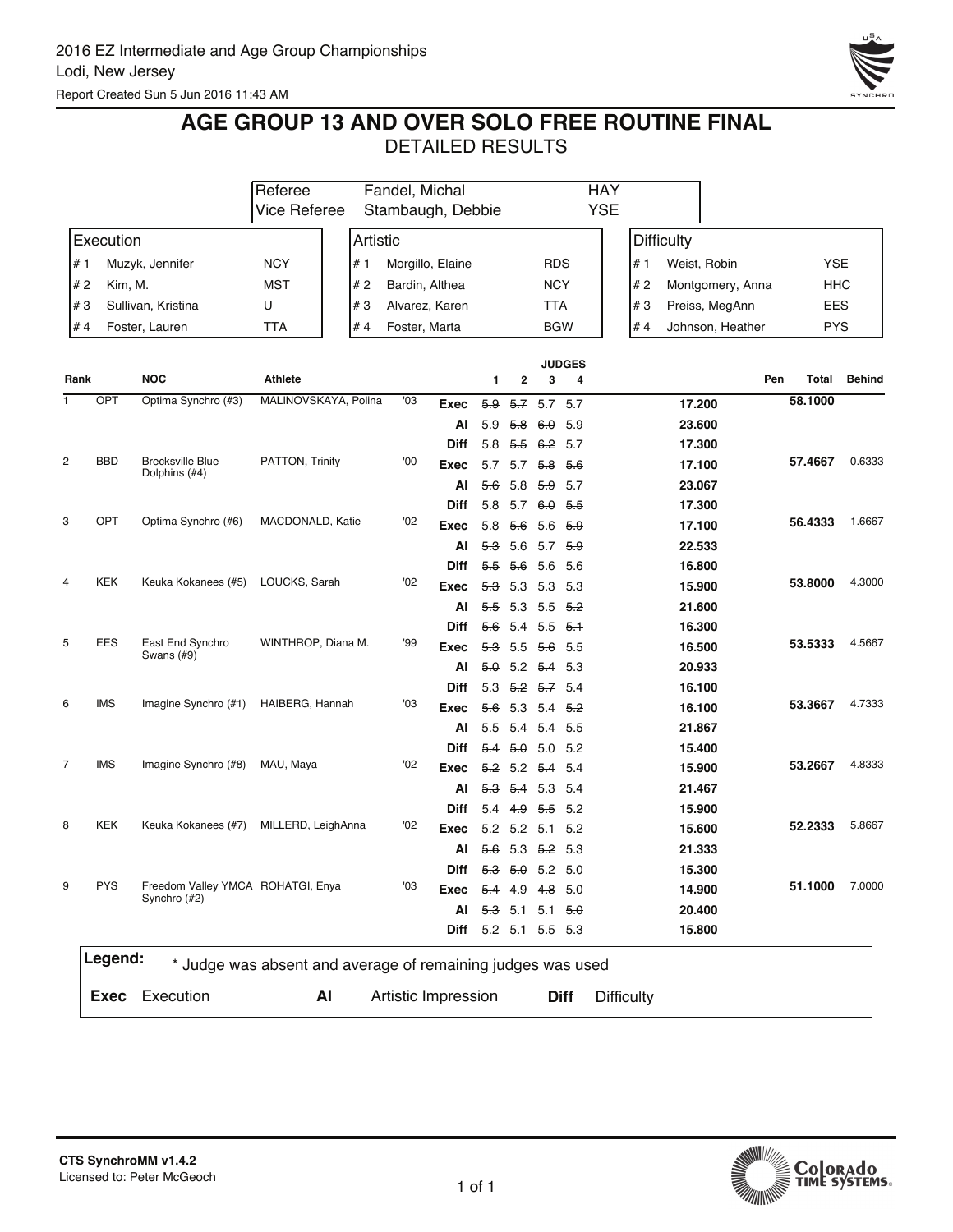2016 EZ Intermediate and Age Group Championships
Lodi, New Jersey
Report Created Sun 5 Jun 2016 11:43 AM

# AGE GROUP 13 AND OVER SOLO FREE ROUTINE FINAL

## DETAILED RESULTS

| | | |
|---|---|---|
| Referee | Fandel, Michal | HAY |
| Vice Referee | Stambaugh, Debbie | YSE |

| Execution | | | Artistic | | | Difficulty | | |
|---|---|---|---|---|---|---|---|---|
| # 1 | Muzyk, Jennifer | NCY | # 1 | Morgillo, Elaine | RDS | # 1 | Weist, Robin | YSE |
| # 2 | Kim, M. | MST | # 2 | Bardin, Althea | NCY | # 2 | Montgomery, Anna | HHC |
| # 3 | Sullivan, Kristina | U | # 3 | Alvarez, Karen | TTA | # 3 | Preiss, MegAnn | EES |
| # 4 | Foster, Lauren | TTA | # 4 | Foster, Marta | BGW | # 4 | Johnson, Heather | PYS |

| Rank | NOC | | Athlete | | | Judge 1 | Judge 2 | Judge 3 | Judge 4 | | Pen | Total | Behind |
|---|---|---|---|---|---|---|---|---|---|---|---|---|---|
| 1 | OPT | Optima Synchro (#3) | MALINOVSKAYA, Polina | '03 | Exec | ~~5.9~~ | ~~5.7~~ | 5.7 | 5.7 | 17.200 | | 58.1000 | |
| | | | | | AI | 5.9 | ~~5.8~~ | ~~6.0~~ | 5.9 | 23.600 | | | |
| | | | | | Diff | 5.8 | ~~5.5~~ | ~~6.2~~ | 5.7 | 17.300 | | | |
| 2 | BBD | Brecksville Blue Dolphins (#4) | PATTON, Trinity | '00 | Exec | 5.7 | 5.7 | ~~5.8~~ | ~~5.6~~ | 17.100 | | 57.4667 | 0.6333 |
| | | | | | AI | ~~5.6~~ | 5.8 | ~~5.9~~ | 5.7 | 23.067 | | | |
| | | | | | Diff | 5.8 | 5.7 | ~~6.0~~ | ~~5.5~~ | 17.300 | | | |
| 3 | OPT | Optima Synchro (#6) | MACDONALD, Katie | '02 | Exec | 5.8 | ~~5.6~~ | 5.6 | ~~5.9~~ | 17.100 | | 56.4333 | 1.6667 |
| | | | | | AI | ~~5.3~~ | 5.6 | 5.7 | ~~5.9~~ | 22.533 | | | |
| | | | | | Diff | ~~5.5~~ | ~~5.6~~ | 5.6 | 5.6 | 16.800 | | | |
| 4 | KEK | Keuka Kokanees (#5) | LOUCKS, Sarah | '02 | Exec | ~~5.3~~ | 5.3 | 5.3 | 5.3 | 15.900 | | 53.8000 | 4.3000 |
| | | | | | AI | ~~5.5~~ | 5.3 | 5.5 | ~~5.2~~ | 21.600 | | | |
| | | | | | Diff | ~~5.6~~ | 5.4 | 5.5 | ~~5.1~~ | 16.300 | | | |
| 5 | EES | East End Synchro Swans (#9) | WINTHROP, Diana M. | '99 | Exec | ~~5.3~~ | 5.5 | ~~5.6~~ | 5.5 | 16.500 | | 53.5333 | 4.5667 |
| | | | | | AI | ~~5.0~~ | 5.2 | ~~5.4~~ | 5.3 | 20.933 | | | |
| | | | | | Diff | 5.3 | ~~5.2~~ | ~~5.7~~ | 5.4 | 16.100 | | | |
| 6 | IMS | Imagine Synchro (#1) | HAIBERG, Hannah | '03 | Exec | ~~5.6~~ | 5.3 | 5.4 | ~~5.2~~ | 16.100 | | 53.3667 | 4.7333 |
| | | | | | AI | ~~5.5~~ | ~~5.4~~ | 5.4 | 5.5 | 21.867 | | | |
| | | | | | Diff | ~~5.4~~ | ~~5.0~~ | 5.0 | 5.2 | 15.400 | | | |
| 7 | IMS | Imagine Synchro (#8) | MAU, Maya | '02 | Exec | ~~5.2~~ | 5.2 | ~~5.4~~ | 5.4 | 15.900 | | 53.2667 | 4.8333 |
| | | | | | AI | ~~5.3~~ | ~~5.4~~ | 5.3 | 5.4 | 21.467 | | | |
| | | | | | Diff | 5.4 | ~~4.9~~ | ~~5.5~~ | 5.2 | 15.900 | | | |
| 8 | KEK | Keuka Kokanees (#7) | MILLERD, LeighAnna | '02 | Exec | ~~5.2~~ | 5.2 | ~~5.1~~ | 5.2 | 15.600 | | 52.2333 | 5.8667 |
| | | | | | AI | ~~5.6~~ | 5.3 | ~~5.2~~ | 5.3 | 21.333 | | | |
| | | | | | Diff | ~~5.3~~ | ~~5.0~~ | 5.2 | 5.0 | 15.300 | | | |
| 9 | PYS | Freedom Valley YMCA Synchro (#2) | ROHATGI, Enya | '03 | Exec | ~~5.4~~ | 4.9 | ~~4.8~~ | 5.0 | 14.900 | | 51.1000 | 7.0000 |
| | | | | | AI | ~~5.3~~ | 5.1 | 5.1 | ~~5.0~~ | 20.400 | | | |
| | | | | | Diff | 5.2 | ~~5.1~~ | ~~5.5~~ | 5.3 | 15.800 | | | |

**Legend:** * Judge was absent and average of remaining judges was used

**Exec** Execution **AI** Artistic Impression **Diff** Difficulty

**CTS SynchroMM v1.4.2**
Licensed to: Peter McGeoch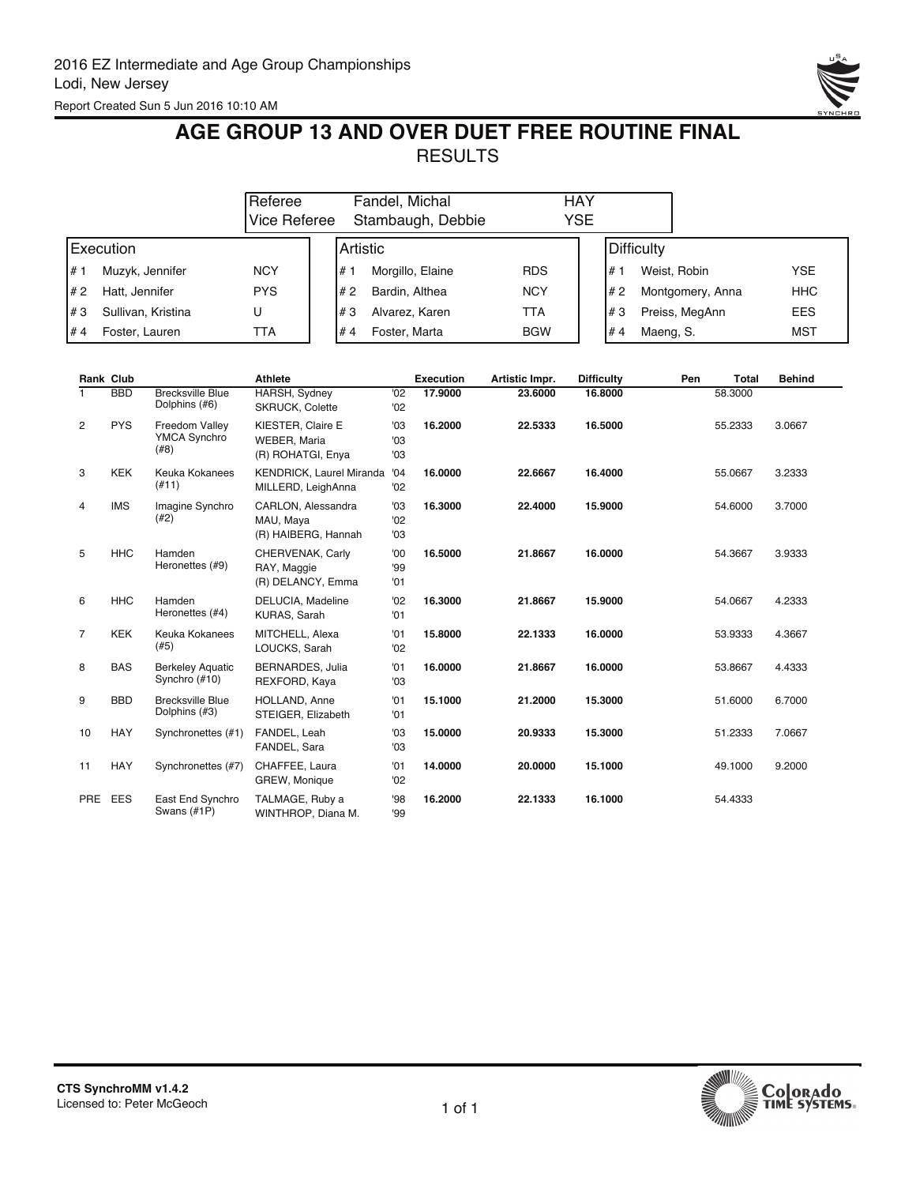2016 EZ Intermediate and Age Group Championships
Lodi, New Jersey
Report Created Sun 5 Jun 2016 10:10 AM

# AGE GROUP 13 AND OVER DUET FREE ROUTINE FINAL

## RESULTS

| | | |
|---|---|---|
| Referee | Fandel, Michal | HAY |
| Vice Referee | Stambaugh, Debbie | YSE |

| Execution | | | Artistic | | | Difficulty | | |
|---|---|---|---|---|---|---|---|---|
| # 1 | Muzyk, Jennifer | NCY | # 1 | Morgillo, Elaine | RDS | # 1 | Weist, Robin | YSE |
| # 2 | Hatt, Jennifer | PYS | # 2 | Bardin, Althea | NCY | # 2 | Montgomery, Anna | HHC |
| # 3 | Sullivan, Kristina | U | # 3 | Alvarez, Karen | TTA | # 3 | Preiss, MegAnn | EES |
| # 4 | Foster, Lauren | TTA | # 4 | Foster, Marta | BGW | # 4 | Maeng, S. | MST |

| Rank | Club | | Athlete | | Execution | Artistic Impr. | Difficulty | Pen | Total | Behind |
|---|---|---|---|---|---|---|---|---|---|---|
| 1 | BBD | Brecksville Blue Dolphins (#6) | HARSH, Sydney<br>SKRUCK, Colette | '02<br>'02 | **17.9000** | **23.6000** | **16.8000** | | 58.3000 | |
| 2 | PYS | Freedom Valley YMCA Synchro (#8) | KIESTER, Claire E<br>WEBER, Maria<br>(R) ROHATGI, Enya | '03<br>'03<br>'03 | **16.2000** | **22.5333** | **16.5000** | | 55.2333 | 3.0667 |
| 3 | KEK | Keuka Kokanees (#11) | KENDRICK, Laurel Miranda<br>MILLERD, LeighAnna | '04<br>'02 | **16.0000** | **22.6667** | **16.4000** | | 55.0667 | 3.2333 |
| 4 | IMS | Imagine Synchro (#2) | CARLON, Alessandra<br>MAU, Maya<br>(R) HAIBERG, Hannah | '03<br>'02<br>'03 | **16.3000** | **22.4000** | **15.9000** | | 54.6000 | 3.7000 |
| 5 | HHC | Hamden Heronettes (#9) | CHERVENAK, Carly<br>RAY, Maggie<br>(R) DELANCY, Emma | '00<br>'99<br>'01 | **16.5000** | **21.8667** | **16.0000** | | 54.3667 | 3.9333 |
| 6 | HHC | Hamden Heronettes (#4) | DELUCIA, Madeline<br>KURAS, Sarah | '02<br>'01 | **16.3000** | **21.8667** | **15.9000** | | 54.0667 | 4.2333 |
| 7 | KEK | Keuka Kokanees (#5) | MITCHELL, Alexa<br>LOUCKS, Sarah | '01<br>'02 | **15.8000** | **22.1333** | **16.0000** | | 53.9333 | 4.3667 |
| 8 | BAS | Berkeley Aquatic Synchro (#10) | BERNARDES, Julia<br>REXFORD, Kaya | '01<br>'03 | **16.0000** | **21.8667** | **16.0000** | | 53.8667 | 4.4333 |
| 9 | BBD | Brecksville Blue Dolphins (#3) | HOLLAND, Anne<br>STEIGER, Elizabeth | '01<br>'01 | **15.1000** | **21.2000** | **15.3000** | | 51.6000 | 6.7000 |
| 10 | HAY | Synchronettes (#1) | FANDEL, Leah<br>FANDEL, Sara | '03<br>'03 | **15.0000** | **20.9333** | **15.3000** | | 51.2333 | 7.0667 |
| 11 | HAY | Synchronettes (#7) | CHAFFEE, Laura<br>GREW, Monique | '01<br>'02 | **14.0000** | **20.0000** | **15.1000** | | 49.1000 | 9.2000 |
| PRE | EES | East End Synchro Swans (#1P) | TALMAGE, Ruby a<br>WINTHROP, Diana M. | '98<br>'99 | **16.2000** | **22.1333** | **16.1000** | | 54.4333 | |

CTS SynchroMM v1.4.2
Licensed to: Peter McGeoch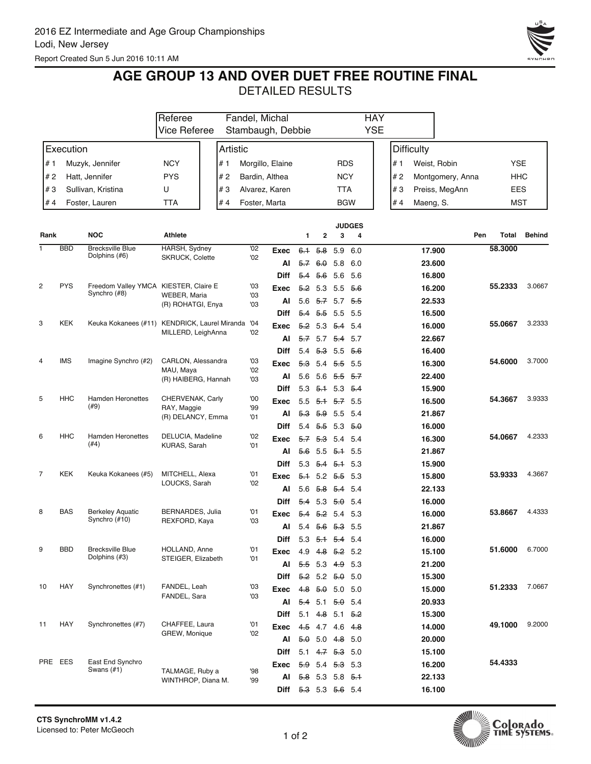2016 EZ Intermediate and Age Group Championships
Lodi, New Jersey
Report Created Sun 5 Jun 2016 10:11 AM

# AGE GROUP 13 AND OVER DUET FREE ROUTINE FINAL

## DETAILED RESULTS

| | | |
|---|---|---|
| Referee | Fandel, Michal | HAY |
| Vice Referee | Stambaugh, Debbie | YSE |

| Execution | | Artistic | | Difficulty | |
|---|---|---|---|---|---|
| # 1 Muzyk, Jennifer | NCY | # 1 Morgillo, Elaine | RDS | # 1 Weist, Robin | YSE |
| # 2 Hatt, Jennifer | PYS | # 2 Bardin, Althea | NCY | # 2 Montgomery, Anna | HHC |
| # 3 Sullivan, Kristina | U | # 3 Alvarez, Karen | TTA | # 3 Preiss, MegAnn | EES |
| # 4 Foster, Lauren | TTA | # 4 Foster, Marta | BGW | # 4 Maeng, S. | MST |

| Rank | | NOC | Athlete | | | Judge 1 | Judge 2 | Judge 3 | Judge 4 | | Pen | Total | Behind |
|---|---|---|---|---|---|---|---|---|---|---|---|---|---|
| 1 | BBD | Brecksville Blue Dolphins (#6) | HARSH, Sydney | '02 | Exec | ~~6.1~~ | ~~5.8~~ | 5.9 | 6.0 | 17.900 | | 58.3000 | |
| | | | SKRUCK, Colette | '02 | AI | ~~5.7~~ | ~~6.0~~ | 5.8 | 6.0 | 23.600 | | | |
| | | | | | Diff | ~~5.4~~ | ~~5.6~~ | 5.6 | 5.6 | 16.800 | | | |
| 2 | PYS | Freedom Valley YMCA Synchro (#8) | KIESTER, Claire E | '03 | Exec | ~~5.2~~ | 5.3 | 5.5 | ~~5.6~~ | 16.200 | | 55.2333 | 3.0667 |
| | | | WEBER, Maria | '03 | AI | 5.6 | ~~5.7~~ | 5.7 | ~~5.5~~ | 22.533 | | | |
| | | | (R) ROHATGI, Enya | '03 | Diff | ~~5.4~~ | ~~5.5~~ | 5.5 | 5.5 | 16.500 | | | |
| 3 | KEK | Keuka Kokanees (#11) | KENDRICK, Laurel Miranda | '04 | Exec | ~~5.2~~ | 5.3 | ~~5.4~~ | 5.4 | 16.000 | | 55.0667 | 3.2333 |
| | | | MILLERD, LeighAnna | '02 | AI | ~~5.7~~ | 5.7 | ~~5.4~~ | 5.7 | 22.667 | | | |
| | | | | | Diff | 5.4 | ~~5.3~~ | 5.5 | ~~5.6~~ | 16.400 | | | |
| 4 | IMS | Imagine Synchro (#2) | CARLON, Alessandra | '03 | Exec | ~~5.3~~ | 5.4 | ~~5.5~~ | 5.5 | 16.300 | | 54.6000 | 3.7000 |
| | | | MAU, Maya | '02 | AI | 5.6 | 5.6 | ~~5.5~~ | ~~5.7~~ | 22.400 | | | |
| | | | (R) HAIBERG, Hannah | '03 | Diff | 5.3 | ~~5.1~~ | 5.3 | ~~5.4~~ | 15.900 | | | |
| 5 | HHC | Hamden Heronettes (#9) | CHERVENAK, Carly | '00 | Exec | 5.5 | ~~5.1~~ | ~~5.7~~ | 5.5 | 16.500 | | 54.3667 | 3.9333 |
| | | | RAY, Maggie | '99 | AI | ~~5.3~~ | ~~5.9~~ | 5.5 | 5.4 | 21.867 | | | |
| | | | (R) DELANCY, Emma | '01 | Diff | 5.4 | ~~5.5~~ | 5.3 | ~~5.0~~ | 16.000 | | | |
| 6 | HHC | Hamden Heronettes (#4) | DELUCIA, Madeline | '02 | Exec | ~~5.7~~ | ~~5.3~~ | 5.4 | 5.4 | 16.300 | | 54.0667 | 4.2333 |
| | | | KURAS, Sarah | '01 | AI | ~~5.6~~ | 5.5 | ~~5.1~~ | 5.5 | 21.867 | | | |
| | | | | | Diff | 5.3 | ~~5.4~~ | ~~5.1~~ | 5.3 | 15.900 | | | |
| 7 | KEK | Keuka Kokanees (#5) | MITCHELL, Alexa | '01 | Exec | ~~5.1~~ | 5.2 | ~~5.5~~ | 5.3 | 15.800 | | 53.9333 | 4.3667 |
| | | | LOUCKS, Sarah | '02 | AI | 5.6 | ~~5.8~~ | ~~5.4~~ | 5.4 | 22.133 | | | |
| | | | | | Diff | ~~5.4~~ | 5.3 | ~~5.0~~ | 5.4 | 16.000 | | | |
| 8 | BAS | Berkeley Aquatic Synchro (#10) | BERNARDES, Julia | '01 | Exec | ~~5.4~~ | ~~5.2~~ | 5.4 | 5.3 | 16.000 | | 53.8667 | 4.4333 |
| | | | REXFORD, Kaya | '03 | AI | 5.4 | ~~5.6~~ | ~~5.3~~ | 5.5 | 21.867 | | | |
| | | | | | Diff | 5.3 | ~~5.1~~ | ~~5.4~~ | 5.4 | 16.000 | | | |
| 9 | BBD | Brecksville Blue Dolphins (#3) | HOLLAND, Anne | '01 | Exec | 4.9 | ~~4.8~~ | ~~5.2~~ | 5.2 | 15.100 | | 51.6000 | 6.7000 |
| | | | STEIGER, Elizabeth | '01 | AI | ~~5.5~~ | 5.3 | ~~4.9~~ | 5.3 | 21.200 | | | |
| | | | | | Diff | ~~5.2~~ | 5.2 | ~~5.0~~ | 5.0 | 15.300 | | | |
| 10 | HAY | Synchronettes (#1) | FANDEL, Leah | '03 | Exec | ~~4.8~~ | ~~5.0~~ | 5.0 | 5.0 | 15.000 | | 51.2333 | 7.0667 |
| | | | FANDEL, Sara | '03 | AI | ~~5.4~~ | 5.1 | ~~5.0~~ | 5.4 | 20.933 | | | |
| | | | | | Diff | 5.1 | ~~4.8~~ | 5.1 | ~~5.2~~ | 15.300 | | | |
| 11 | HAY | Synchronettes (#7) | CHAFFEE, Laura | '01 | Exec | ~~4.5~~ | 4.7 | 4.6 | ~~4.8~~ | 14.000 | | 49.1000 | 9.2000 |
| | | | GREW, Monique | '02 | AI | ~~5.0~~ | 5.0 | ~~4.8~~ | 5.0 | 20.000 | | | |
| | | | | | Diff | 5.1 | ~~4.7~~ | ~~5.3~~ | 5.0 | 15.100 | | | |
| PRE | EES | East End Synchro Swans (#1) | | | Exec | ~~5.9~~ | 5.4 | ~~5.3~~ | 5.3 | 16.200 | | 54.4333 | |
| | | | TALMAGE, Ruby a | '98 | AI | ~~5.8~~ | 5.3 | 5.8 | ~~5.1~~ | 22.133 | | | |
| | | | WINTHROP, Diana M. | '99 | Diff | ~~5.3~~ | 5.3 | ~~5.6~~ | 5.4 | 16.100 | | | |

CTS SynchroMM v1.4.2
Licensed to: Peter McGeoch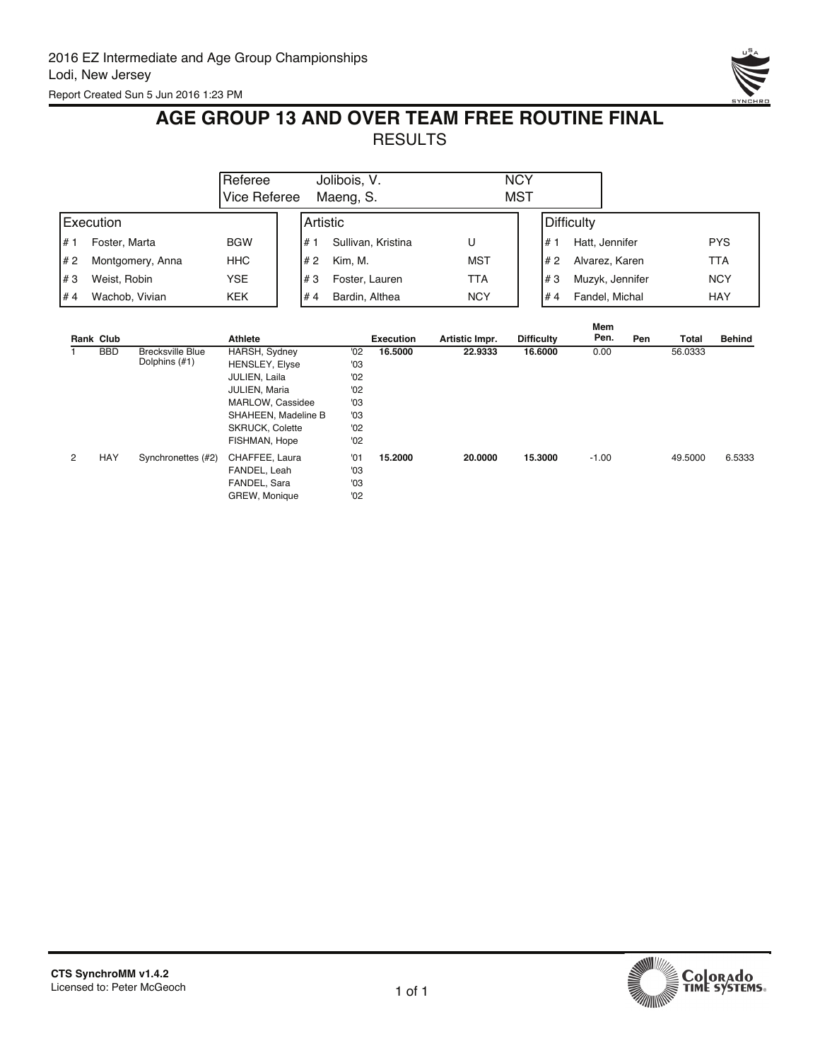2016 EZ Intermediate and Age Group Championships
Lodi, New Jersey
Report Created Sun 5 Jun 2016 1:23 PM

# AGE GROUP 13 AND OVER TEAM FREE ROUTINE FINAL

## RESULTS

| | | |
|---|---|---|
| Referee | Jolibois, V. | NCY |
| Vice Referee | Maeng, S. | MST |

| Execution | | | Artistic | | | Difficulty | | |
|---|---|---|---|---|---|---|---|---|
| # 1 | Foster, Marta | BGW | # 1 | Sullivan, Kristina | U | # 1 | Hatt, Jennifer | PYS |
| # 2 | Montgomery, Anna | HHC | # 2 | Kim, M. | MST | # 2 | Alvarez, Karen | TTA |
| # 3 | Weist, Robin | YSE | # 3 | Foster, Lauren | TTA | # 3 | Muzyk, Jennifer | NCY |
| # 4 | Wachob, Vivian | KEK | # 4 | Bardin, Althea | NCY | # 4 | Fandel, Michal | HAY |

| Rank | Club | | Athlete | | Execution | Artistic Impr. | Difficulty | Mem Pen. | Pen | Total | Behind |
|---|---|---|---|---|---|---|---|---|---|---|---|
| 1 | BBD | Brecksville Blue Dolphins (#1) | HARSH, Sydney | '02 | **16.5000** | **22.9333** | **16.6000** | 0.00 | | 56.0333 | |
| | | | HENSLEY, Elyse | '03 | | | | | | | |
| | | | JULIEN, Laila | '02 | | | | | | | |
| | | | JULIEN, Maria | '02 | | | | | | | |
| | | | MARLOW, Cassidee | '03 | | | | | | | |
| | | | SHAHEEN, Madeline B | '03 | | | | | | | |
| | | | SKRUCK, Colette | '02 | | | | | | | |
| | | | FISHMAN, Hope | '02 | | | | | | | |
| 2 | HAY | Synchronettes (#2) | CHAFFEE, Laura | '01 | **15.2000** | **20.0000** | **15.3000** | -1.00 | | 49.5000 | 6.5333 |
| | | | FANDEL, Leah | '03 | | | | | | | |
| | | | FANDEL, Sara | '03 | | | | | | | |
| | | | GREW, Monique | '02 | | | | | | | |

**CTS SynchroMM v1.4.2**
Licensed to: Peter McGeoch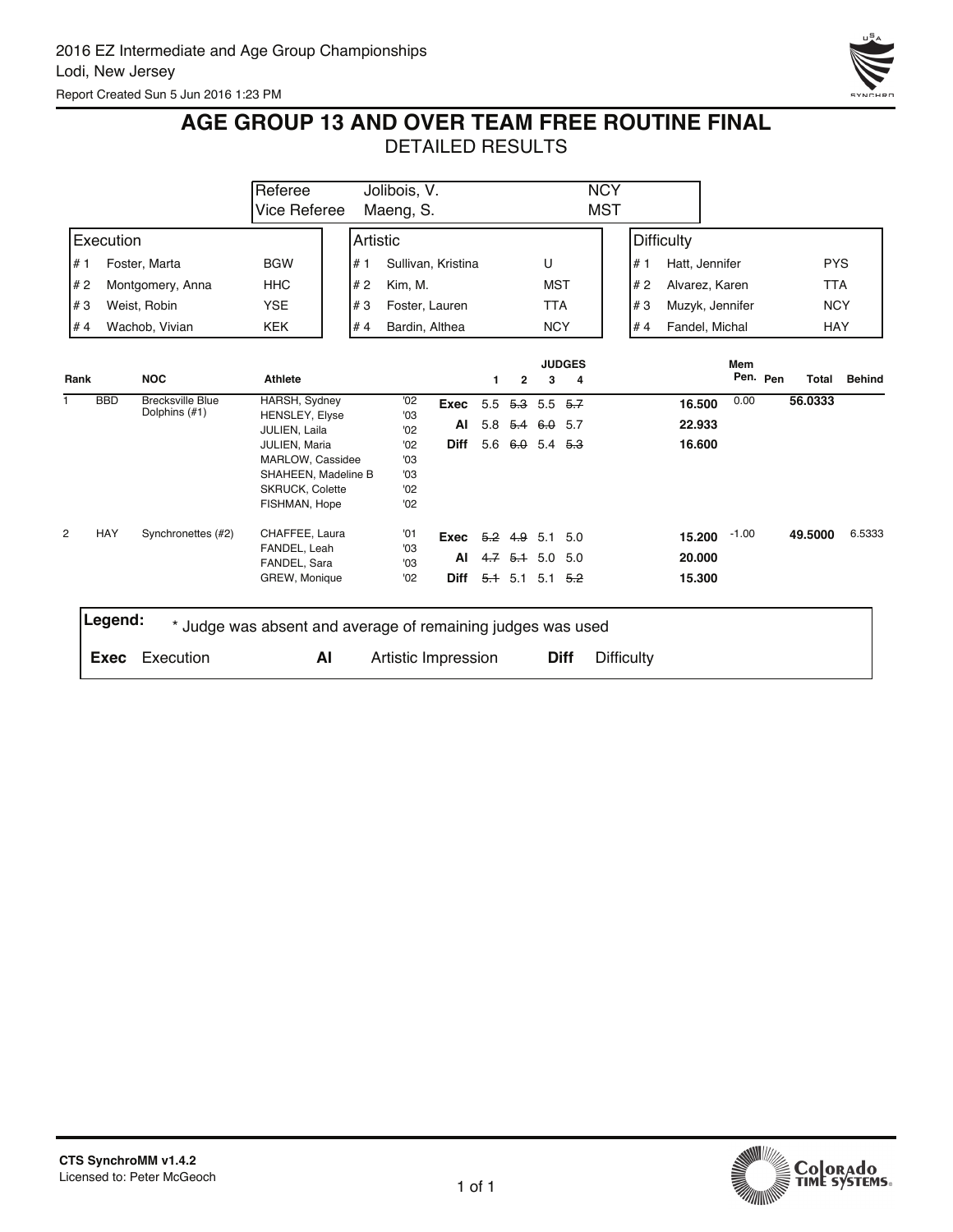2016 EZ Intermediate and Age Group Championships
Lodi, New Jersey
Report Created Sun 5 Jun 2016 1:23 PM

# AGE GROUP 13 AND OVER TEAM FREE ROUTINE FINAL

## DETAILED RESULTS

| | | |
|---|---|---|
| Referee | Jolibois, V. | NCY |
| Vice Referee | Maeng, S. | MST |

| Execution | | | Artistic | | | Difficulty | | |
|---|---|---|---|---|---|---|---|---|
| # 1 | Foster, Marta | BGW | # 1 | Sullivan, Kristina | U | # 1 | Hatt, Jennifer | PYS |
| # 2 | Montgomery, Anna | HHC | # 2 | Kim, M. | MST | # 2 | Alvarez, Karen | TTA |
| # 3 | Weist, Robin | YSE | # 3 | Foster, Lauren | TTA | # 3 | Muzyk, Jennifer | NCY |
| # 4 | Wachob, Vivian | KEK | # 4 | Bardin, Althea | NCY | # 4 | Fandel, Michal | HAY |

| Rank | NOC | | Athlete | | | Judge 1 | Judge 2 | Judge 3 | Judge 4 | | Mem Pen. | Pen | Total | Behind |
|---|---|---|---|---|---|---|---|---|---|---|---|---|---|---|
| 1 | BBD | Brecksville Blue Dolphins (#1) | HARSH, Sydney | '02 | Exec | 5.5 | ~~5.3~~ | 5.5 | ~~5.7~~ | 16.500 | 0.00 | | 56.0333 | |
| | | | HENSLEY, Elyse | '03 | AI | 5.8 | ~~5.4~~ | ~~6.0~~ | 5.7 | 22.933 | | | | |
| | | | JULIEN, Laila | '02 | Diff | 5.6 | ~~6.0~~ | 5.4 | ~~5.3~~ | 16.600 | | | | |
| | | | JULIEN, Maria | '02 | | | | | | | | | | |
| | | | MARLOW, Cassidee | '03 | | | | | | | | | | |
| | | | SHAHEEN, Madeline B | '03 | | | | | | | | | | |
| | | | SKRUCK, Colette | '02 | | | | | | | | | | |
| | | | FISHMAN, Hope | '02 | | | | | | | | | | |
| 2 | HAY | Synchronettes (#2) | CHAFFEE, Laura | '01 | Exec | ~~5.2~~ | ~~4.9~~ | 5.1 | 5.0 | 15.200 | -1.00 | | 49.5000 | 6.5333 |
| | | | FANDEL, Leah | '03 | AI | ~~4.7~~ | ~~5.1~~ | 5.0 | 5.0 | 20.000 | | | | |
| | | | FANDEL, Sara | '03 | Diff | ~~5.1~~ | 5.1 | 5.1 | ~~5.2~~ | 15.300 | | | | |
| | | | GREW, Monique | '02 | | | | | | | | | | |

**Legend:** * Judge was absent and average of remaining judges was used

**Exec** Execution **AI** Artistic Impression **Diff** Difficulty

CTS SynchroMM v1.4.2
Licensed to: Peter McGeoch